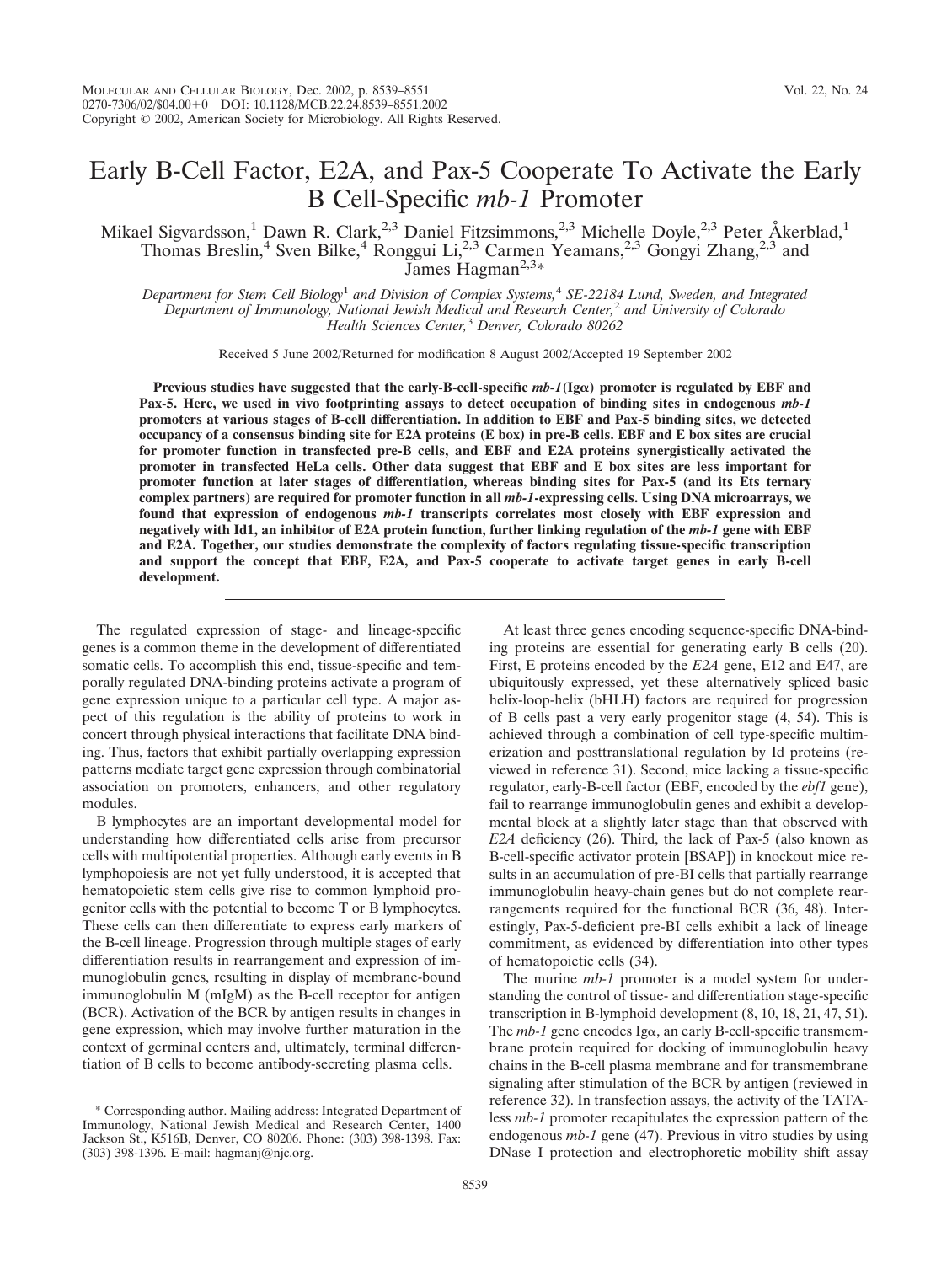# Early B-Cell Factor, E2A, and Pax-5 Cooperate To Activate the Early B Cell-Specific *mb-1* Promoter

Mikael Sigvardsson,[1] Dawn R. Clark,[2,3] Daniel Fitzsimmons,[2,3] Michelle Doyle,[2,3] Peter Åkerblad,[1] Thomas Breslin,[4] Sven Bilke,[4] Ronggui Li,[2,3] Carmen Yeamans,[2,3] Gongyi Zhang,[2,3] and James Hagman[2,3]*

*Department for Stem Cell Biology*[1] *and Division of Complex Systems,*[4] *SE-22184 Lund, Sweden, and Integrated Department of Immunology, National Jewish Medical and Research Center,*[2] *and University of Colorado Health Sciences Center,*[3] *Denver, Colorado 80262*

Received 5 June 2002/Returned for modification 8 August 2002/Accepted 19 September 2002

**Previous studies have suggested that the early-B-cell-specific *mb-1*(Igα) promoter is regulated by EBF and Pax-5. Here, we used in vivo footprinting assays to detect occupancy of binding sites in endogenous *mb-1* promoters at various stages of B-cell differentiation. In addition to EBF and Pax-5 binding sites, we detected occupancy of a consensus binding site for E2A proteins (E box) in pre-B cells. EBF and E box sites are crucial for promoter function in transfected pre-B cells, and EBF and E2A proteins synergistically activated the promoter in transfected HeLa cells. Other data suggest that EBF and E box sites are less important for promoter function at later stages of differentiation, whereas binding sites for Pax-5 (and its Ets ternary complex partners) are required for promoter function in all *mb-1*-expressing cells. Using DNA microarrays, we found that expression of endogenous *mb-1* transcripts correlates most closely with EBF expression and negatively with Id1, an inhibitor of E2A protein function, further linking regulation of the *mb-1* gene with EBF and E2A. Together, our studies demonstrate the complexity of factors regulating tissue-specific transcription and support the concept that EBF, E2A, and Pax-5 cooperate to activate target genes in early B-cell development.**

The regulated expression of stage- and lineage-specific genes is a common theme in the development of differentiated somatic cells. To accomplish this end, tissue-specific and temporally regulated DNA-binding proteins activate a program of gene expression unique to a particular cell type. A major aspect of this regulation is the ability of proteins to work in concert through physical interactions that facilitate DNA binding. Thus, factors that exhibit partially overlapping expression patterns mediate target gene expression through combinatorial association on promoters, enhancers, and other regulatory modules.

B lymphocytes are an important developmental model for understanding how differentiated cells arise from precursor cells with multipotential properties. Although early events in B lymphopoiesis are not yet fully understood, it is accepted that hematopoietic stem cells give rise to common lymphoid progenitor cells with the potential to become T or B lymphocytes. These cells can then differentiate to express early markers of the B-cell lineage. Progression through multiple stages of early differentiation results in rearrangement and expression of immunoglobulin genes, resulting in display of membrane-bound immunoglobulin M (mIgM) as the B-cell receptor for antigen (BCR). Activation of the BCR by antigen results in changes in gene expression, which may involve further maturation in the context of germinal centers and, ultimately, terminal differentiation of B cells to become antibody-secreting plasma cells.

At least three genes encoding sequence-specific DNA-binding proteins are essential for generating early B cells (20). First, E proteins encoded by the *E2A* gene, E12 and E47, are ubiquitously expressed, yet these alternatively spliced basic helix-loop-helix (bHLH) factors are required for progression of B cells past a very early progenitor stage (4, 54). This is achieved through a combination of cell type-specific multimerization and posttranslational regulation by Id proteins (reviewed in reference 31). Second, mice lacking a tissue-specific regulator, early-B-cell factor (EBF, encoded by the *ebf1* gene), fail to rearrange immunoglobulin genes and exhibit a developmental block at a slightly later stage than that observed with *E2A* deficiency (26). Third, the lack of Pax-5 (also known as B-cell-specific activator protein [BSAP]) in knockout mice results in an accumulation of pre-BI cells that partially rearrange immunoglobulin heavy-chain genes but do not complete rearrangements required for the functional BCR (36, 48). Interestingly, Pax-5-deficient pre-BI cells exhibit a lack of lineage commitment, as evidenced by differentiation into other types of hematopoietic cells (34).

The murine *mb-1* promoter is a model system for understanding the control of tissue- and differentiation stage-specific transcription in B-lymphoid development (8, 10, 18, 21, 47, 51). The *mb-1* gene encodes Igα, an early B-cell-specific transmembrane protein required for docking of immunoglobulin heavy chains in the B-cell plasma membrane and for transmembrane signaling after stimulation of the BCR by antigen (reviewed in reference 32). In transfection assays, the activity of the TATA-less *mb-1* promoter recapitulates the expression pattern of the endogenous *mb-1* gene (47). Previous in vitro studies by using DNase I protection and electrophoretic mobility shift assay

\* Corresponding author. Mailing address: Integrated Department of Immunology, National Jewish Medical and Research Center, 1400 Jackson St., K516B, Denver, CO 80206. Phone: (303) 398-1398. Fax: (303) 398-1396. E-mail: hagmanj@njc.org.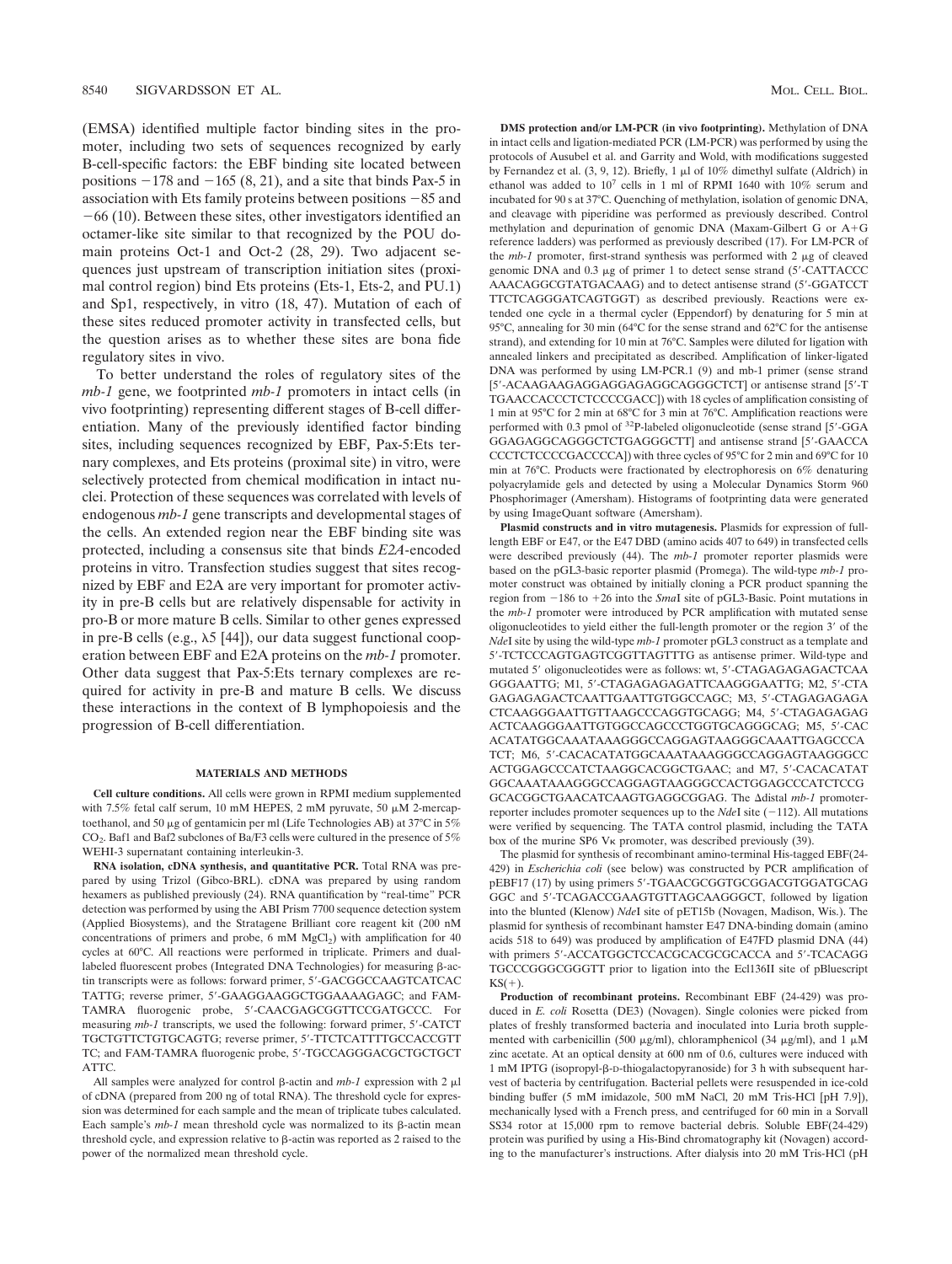(EMSA) identified multiple factor binding sites in the promoter, including two sets of sequences recognized by early B-cell-specific factors: the EBF binding site located between positions −178 and −165 (8, 21), and a site that binds Pax-5 in association with Ets family proteins between positions −85 and −66 (10). Between these sites, other investigators identified an octamer-like site similar to that recognized by the POU domain proteins Oct-1 and Oct-2 (28, 29). Two adjacent sequences just upstream of transcription initiation sites (proximal control region) bind Ets proteins (Ets-1, Ets-2, and PU.1) and Sp1, respectively, in vitro (18, 47). Mutation of each of these sites reduced promoter activity in transfected cells, but the question arises as to whether these sites are bona fide regulatory sites in vivo.

To better understand the roles of regulatory sites of the *mb-1* gene, we footprinted *mb-1* promoters in intact cells (in vivo footprinting) representing different stages of B-cell differentiation. Many of the previously identified factor binding sites, including sequences recognized by EBF, Pax-5:Ets ternary complexes, and Ets proteins (proximal site) in vitro, were selectively protected from chemical modification in intact nuclei. Protection of these sequences was correlated with levels of endogenous *mb-1* gene transcripts and developmental stages of the cells. An extended region near the EBF binding site was protected, including a consensus site that binds *E2A*-encoded proteins in vitro. Transfection studies suggest that sites recognized by EBF and E2A are very important for promoter activity in pre-B cells but are relatively dispensable for activity in pro-B or more mature B cells. Similar to other genes expressed in pre-B cells (e.g., λ5 [44]), our data suggest functional cooperation between EBF and E2A proteins on the *mb-1* promoter. Other data suggest that Pax-5:Ets ternary complexes are required for activity in pre-B and mature B cells. We discuss these interactions in the context of B lymphopoiesis and the progression of B-cell differentiation.

## MATERIALS AND METHODS

**Cell culture conditions.** All cells were grown in RPMI medium supplemented with 7.5% fetal calf serum, 10 mM HEPES, 2 mM pyruvate, 50 μM 2-mercaptoethanol, and 50 μg of gentamicin per ml (Life Technologies AB) at 37°C in 5% $CO_2$. Baf1 and Baf2 subclones of Ba/F3 cells were cultured in the presence of 5% WEHI-3 supernatant containing interleukin-3.

**RNA isolation, cDNA synthesis, and quantitative PCR.** Total RNA was prepared by using Trizol (Gibco-BRL). cDNA was prepared by using random hexamers as published previously (24). RNA quantification by "real-time" PCR detection was performed by using the ABI Prism 7700 sequence detection system (Applied Biosystems), and the Stratagene Brilliant core reagent kit (200 nM concentrations of primers and probe, 6 mM $MgCl_2$) with amplification for 40 cycles at 60°C. All reactions were performed in triplicate. Primers and dual-labeled fluorescent probes (Integrated DNA Technologies) for measuring β-actin transcripts were as follows: forward primer, 5′-GACGGCCAAGTCATCACTATTG; reverse primer, 5′-GAAGGAAGGCTGGAAAAGAGC; and FAM-TAMRA fluorogenic probe, 5′-CAACGAGCGGTTCCGATGCCC. For measuring *mb-1* transcripts, we used the following: forward primer, 5′-CATCTTGCTGTTCTGTGCAGTG; reverse primer, 5′-TTCTCATTTTGCCACCGTTTC; and FAM-TAMRA fluorogenic probe, 5′-TGCCAGGGACGCTGCTGCTATTC.

All samples were analyzed for control β-actin and *mb-1* expression with 2 μl of cDNA (prepared from 200 ng of total RNA). The threshold cycle for expression was determined for each sample and the mean of triplicate tubes calculated. Each sample's *mb-1* mean threshold cycle was normalized to its β-actin mean threshold cycle, and expression relative to β-actin was reported as 2 raised to the power of the normalized mean threshold cycle.

**DMS protection and/or LM-PCR (in vivo footprinting).** Methylation of DNA in intact cells and ligation-mediated PCR (LM-PCR) was performed by using the protocols of Ausubel et al. and Garrity and Wold, with modifications suggested by Fernandez et al. (3, 9, 12). Briefly, 1 μl of 10% dimethyl sulfate (Aldrich) in ethanol was added to $10^7$ cells in 1 ml of RPMI 1640 with 10% serum and incubated for 90 s at 37°C. Quenching of methylation, isolation of genomic DNA, and cleavage with piperidine was performed as previously described. Control methylation and depurination of genomic DNA (Maxam-Gilbert G or A+G reference ladders) was performed as previously described (17). For LM-PCR of the *mb-1* promoter, first-strand synthesis was performed with 2 μg of cleaved genomic DNA and 0.3 μg of primer 1 to detect sense strand (5′-CATTACCCAAACAGGCGTATGACAAG) and to detect antisense strand (5′-GGATCCTTTCTCAGGGATCAGTGGT) as described previously. Reactions were extended one cycle in a thermal cycler (Eppendorf) by denaturing for 5 min at 95°C, annealing for 30 min (64°C for the sense strand and 62°C for the antisense strand), and extending for 10 min at 76°C. Samples were diluted for ligation with annealed linkers and precipitated as described. Amplification of linker-ligated DNA was performed by using LM-PCR.1 (9) and mb-1 primer (sense strand [5′-ACAAGAAGAGGAGGAGAGGCAGGGCTCT] or antisense strand [5′-TTGAACCACCCTCTCCCCGACC]) with 18 cycles of amplification consisting of 1 min at 95°C for 2 min at 68°C for 3 min at 76°C. Amplification reactions were performed with 0.3 pmol of $^{32}$P-labeled oligonucleotide (sense strand [5′-GGAGGAGAGGCAGGGCTCTGAGGGCTT] and antisense strand [5′-GAACCACCCTCTCCCCGACCCCA]) with three cycles of 95°C for 2 min and 69°C for 10 min at 76°C. Products were fractionated by electrophoresis on 6% denaturing polyacrylamide gels and detected by using a Molecular Dynamics Storm 960 Phosphorimager (Amersham). Histograms of footprinting data were generated by using ImageQuant software (Amersham).

**Plasmid constructs and in vitro mutagenesis.** Plasmids for expression of full-length EBF or E47, or the E47 DBD (amino acids 407 to 649) in transfected cells were described previously (44). The *mb-1* promoter reporter plasmids were based on the pGL3-basic reporter plasmid (Promega). The wild-type *mb-1* promoter construct was obtained by initially cloning a PCR product spanning the region from −186 to +26 into the *Sma*I site of pGL3-Basic. Point mutations in the *mb-1* promoter were introduced by PCR amplification with mutated sense oligonucleotides to yield either the full-length promoter or the region 3′ of the *Nde*I site by using the wild-type *mb-1* promoter pGL3 construct as a template and 5′-TCTCCCAGTGAGTCGGTTAGTTTG as antisense primer. Wild-type and mutated 5′ oligonucleotides were as follows: wt, 5′-CTAGAGAGAGACTCAAGGGAATTG; M1, 5′-CTAGAGAGAGATTCAAGGGAATTG; M2, 5′-CTAGAGAGAGACTCAATTGAATTGTGGCCAGC; M3, 5′-CTAGAGAGAGACTCAAGGGAATTGTTAAGCCCAGGTGCAGG; M4, 5′-CTAGAGAGAGACTCAAGGGAATTGTGGCCAGCCCTGGTGCAGGGCAG; M5, 5′-CACACATATGGCAAATAAAGGGCCAGGAGTAAGGGCAAATTGAGCCCATCT; M6, 5′-CACACATATGGCAAATAAAGGGCCAGGAGTAAGGGCCACTGGAGCCCATCTAAGGCACGGCTGAAC; and M7, 5′-CACACATATGGCAAATAAAGGGCCAGGAGTAAGGGCCACTGGAGCCCATCTCCGGCACGGCTGAACATCAAGTGAGGCGGAG. The Δdistal *mb-1* promoter-reporter includes promoter sequences up to the *Nde*I site (−112). All mutations were verified by sequencing. The TATA control plasmid, including the TATA box of the murine SP6 Vκ promoter, was described previously (39).

The plasmid for synthesis of recombinant amino-terminal His-tagged EBF(24-429) in *Escherichia coli* (see below) was constructed by PCR amplification of pEBF17 (17) by using primers 5′-TGAACGCGGTGCGGACGTGGATGCAGGGC and 5′-TCAGACCGAAGTGTTAGCAAGGGCT, followed by ligation into the blunted (Klenow) *Nde*I site of pET15b (Novagen, Madison, Wis.). The plasmid for synthesis of recombinant hamster E47 DNA-binding domain (amino acids 518 to 649) was produced by amplification of E47FD plasmid DNA (44) with primers 5′-ACCATGGCTCCACGCACGCGCACCA and 5′-TCACAGGTGCCCGGGCGGGTT prior to ligation into the Ecl136II site of pBluescript KS(+).

**Production of recombinant proteins.** Recombinant EBF (24-429) was produced in *E. coli* Rosetta (DE3) (Novagen). Single colonies were picked from plates of freshly transformed bacteria and inoculated into Luria broth supplemented with carbenicillin (500 μg/ml), chloramphenicol (34 μg/ml), and 1 μM zinc acetate. At an optical density at 600 nm of 0.6, cultures were induced with 1 mM IPTG (isopropyl-β-D-thiogalactopyranoside) for 3 h with subsequent harvest of bacteria by centrifugation. Bacterial pellets were resuspended in ice-cold binding buffer (5 mM imidazole, 500 mM NaCl, 20 mM Tris-HCl [pH 7.9]), mechanically lysed with a French press, and centrifuged for 60 min in a Sorvall SS34 rotor at 15,000 rpm to remove bacterial debris. Soluble EBF(24-429) protein was purified by using a His-Bind chromatography kit (Novagen) according to the manufacturer's instructions. After dialysis into 20 mM Tris-HCl (pH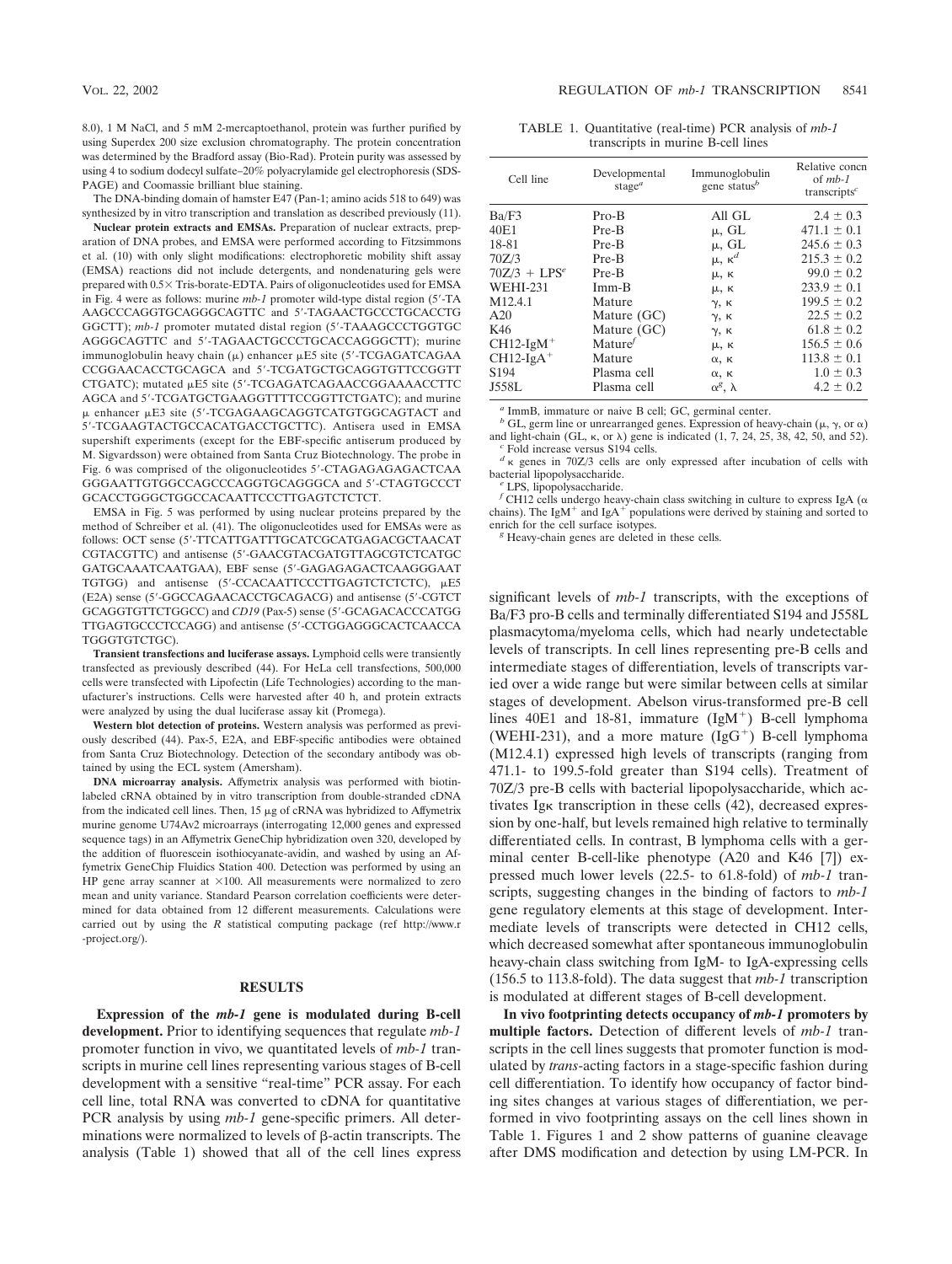8.0), 1 M NaCl, and 5 mM 2-mercaptoethanol, protein was further purified by using Superdex 200 size exclusion chromatography. The protein concentration was determined by the Bradford assay (Bio-Rad). Protein purity was assessed by using 4 to sodium dodecyl sulfate–20% polyacrylamide gel electrophoresis (SDS-PAGE) and Coomassie brilliant blue staining.

The DNA-binding domain of hamster E47 (Pan-1; amino acids 518 to 649) was synthesized by in vitro transcription and translation as described previously (11).

**Nuclear protein extracts and EMSAs.** Preparation of nuclear extracts, preparation of DNA probes, and EMSA were performed according to Fitzsimmons et al. (10) with only slight modifications: electrophoretic mobility shift assay (EMSA) reactions did not include detergents, and nondenaturing gels were prepared with 0.5× Tris-borate-EDTA. Pairs of oligonucleotides used for EMSA in Fig. 4 were as follows: murine *mb-1* promoter wild-type distal region (5′-TAAAGCCCAGGTGCAGGGCAGTTC and 5′-TAGAACTGCCCTGCACCTGGGCTT); *mb-1* promoter mutated distal region (5′-TAAAGCCCTGGTGCAGGGCAGTTC and 5′-TAGAACTGCCCTGCACCAGGGCTT); murine immunoglobulin heavy chain (μ) enhancer μE5 site (5′-TCGAGATCAGAACCGGAACACCTGCAGCA and 5′-TCGATGCTGCAGGTGTTCCGGTTCTGATC); mutated μE5 site (5′-TCGAGATCAGAACCGGAAAACCTTCAGCA and 5′-TCGATGCTGAAGGTTTTCCGGTTCTGATC); and murine μ enhancer μE3 site (5′-TCGAGAAGCAGGTCATGTGGCAGTACT and 5′-TCGAAGTACTGCCACATGACCTGCTTC). Antisera used in EMSA supershift experiments (except for the EBF-specific antiserum produced by M. Sigvardsson) were obtained from Santa Cruz Biotechnology. The probe in Fig. 6 was comprised of the oligonucleotides 5′-CTAGAGAGAGACTCAAGGGAATTGTGGCCAGCCCAGGTGCAGGGCA and 5′-CTAGTGCCCTGCACCTGGGCTGGCCACAATTCCCTTGAGTCTCTCT.

EMSA in Fig. 5 was performed by using nuclear proteins prepared by the method of Schreiber et al. (41). The oligonucleotides used for EMSAs were as follows: OCT sense (5′-TTCATTGATTTGCATCGCATGAGACGCTAACATCGTACGTTC) and antisense (5′-GAACGTACGATGTTAGCGTCTCATGCGATGCAAATCAATGAA), EBF sense (5′-GAGAGAGACTCAAGGGAATTGTGG) and antisense (5′-CCACAATTCCCTTGAGTCTCTCTC), μE5 (E2A) sense (5′-GGCCAGAACACCTGCAGACG) and antisense (5′-CGTCTGCAGGTGTTCTGGCC) and *CD19* (Pax-5) sense (5′-GCAGACACCCATGGTTGAGTGCCCTCCAGG) and antisense (5′-CCTGGAGGGCACTCAACCATGGGTGTCTGC).

**Transient transfections and luciferase assays.** Lymphoid cells were transiently transfected as previously described (44). For HeLa cell transfections, 500,000 cells were transfected with Lipofectin (Life Technologies) according to the manufacturer's instructions. Cells were harvested after 40 h, and protein extracts were analyzed by using the dual luciferase assay kit (Promega).

**Western blot detection of proteins.** Western analysis was performed as previously described (44). Pax-5, E2A, and EBF-specific antibodies were obtained from Santa Cruz Biotechnology. Detection of the secondary antibody was obtained by using the ECL system (Amersham).

**DNA microarray analysis.** Affymetrix analysis was performed with biotin-labeled cRNA obtained by in vitro transcription from double-stranded cDNA from the indicated cell lines. Then, 15 μg of cRNA was hybridized to Affymetrix murine genome U74Av2 microarrays (interrogating 12,000 genes and expressed sequence tags) in an Affymetrix GeneChip hybridization oven 320, developed by the addition of fluorescein isothiocyanate-avidin, and washed by using an Affymetrix GeneChip Fluidics Station 400. Detection was performed by using an HP gene array scanner at ×100. All measurements were normalized to zero mean and unity variance. Standard Pearson correlation coefficients were determined for data obtained from 12 different measurements. Calculations were carried out by using the *R* statistical computing package (ref http://www.r-project.org/).

## RESULTS

**Expression of the *mb-1* gene is modulated during B-cell development.** Prior to identifying sequences that regulate *mb-1* promoter function in vivo, we quantitated levels of *mb-1* transcripts in murine cell lines representing various stages of B-cell development with a sensitive "real-time" PCR assay. For each cell line, total RNA was converted to cDNA for quantitative PCR analysis by using *mb-1* gene-specific primers. All determinations were normalized to levels of β-actin transcripts. The analysis (Table 1) showed that all of the cell lines express

TABLE 1. Quantitative (real-time) PCR analysis of *mb-1* transcripts in murine B-cell lines

| Cell line | Developmental stage[a] | Immunoglobulin gene status[b] | Relative concn of *mb-1* transcripts[c] |
|---|---|---|---|
| Ba/F3 | Pro-B | All GL | 2.4 ± 0.3 |
| 40E1 | Pre-B | μ, GL | 471.1 ± 0.1 |
| 18-81 | Pre-B | μ, GL | 245.6 ± 0.3 |
| 70Z/3 | Pre-B | μ, κ[d] | 215.3 ± 0.2 |
| 70Z/3 + LPS[e] | Pre-B | μ, κ | 99.0 ± 0.2 |
| WEHI-231 | Imm-B | μ, κ | 233.9 ± 0.1 |
| M12.4.1 | Mature | γ, κ | 199.5 ± 0.2 |
| A20 | Mature (GC) | γ, κ | 22.5 ± 0.2 |
| K46 | Mature (GC) | γ, κ | 61.8 ± 0.2 |
| CH12-IgM$^+$ | Mature[f] | μ, κ | 156.5 ± 0.6 |
| CH12-IgA$^+$ | Mature | α, κ | 113.8 ± 0.1 |
| S194 | Plasma cell | α, κ | 1.0 ± 0.3 |
| J558L | Plasma cell | α[g], λ | 4.2 ± 0.2 |

[a] ImmB, immature or naive B cell; GC, germinal center.

[b] GL, germ line or unrearranged genes. Expression of heavy-chain (μ, γ, or α) and light-chain (GL, κ, or λ) gene is indicated (1, 7, 24, 25, 38, 42, 50, and 52).

[c] Fold increase versus S194 cells.

[d] κ genes in 70Z/3 cells are only expressed after incubation of cells with bacterial lipopolysaccharide.

[e] LPS, lipopolysaccharide.

[f] CH12 cells undergo heavy-chain class switching in culture to express IgA (α chains). The IgM$^+$ and IgA$^+$ populations were derived by staining and sorted to enrich for the cell surface isotypes.

[g] Heavy-chain genes are deleted in these cells.

significant levels of *mb-1* transcripts, with the exceptions of Ba/F3 pro-B cells and terminally differentiated S194 and J558L plasmacytoma/myeloma cells, which had nearly undetectable levels of transcripts. In cell lines representing pre-B cells and intermediate stages of differentiation, levels of transcripts varied over a wide range but were similar between cells at similar stages of development. Abelson virus-transformed pre-B cell lines 40E1 and 18-81, immature (IgM$^+$) B-cell lymphoma (WEHI-231), and a more mature (IgG$^+$) B-cell lymphoma (M12.4.1) expressed high levels of transcripts (ranging from 471.1- to 199.5-fold greater than S194 cells). Treatment of 70Z/3 pre-B cells with bacterial lipopolysaccharide, which activates Igκ transcription in these cells (42), decreased expression by one-half, but levels remained high relative to terminally differentiated cells. In contrast, B lymphoma cells with a germinal center B-cell-like phenotype (A20 and K46 [7]) expressed much lower levels (22.5- to 61.8-fold) of *mb-1* transcripts, suggesting changes in the binding of factors to *mb-1* gene regulatory elements at this stage of development. Intermediate levels of transcripts were detected in CH12 cells, which decreased somewhat after spontaneous immunoglobulin heavy-chain class switching from IgM- to IgA-expressing cells (156.5 to 113.8-fold). The data suggest that *mb-1* transcription is modulated at different stages of B-cell development.

**In vivo footprinting detects occupancy of *mb-1* promoters by multiple factors.** Detection of different levels of *mb-1* transcripts in the cell lines suggests that promoter function is modulated by *trans*-acting factors in a stage-specific fashion during cell differentiation. To identify how occupancy of factor binding sites changes at various stages of differentiation, we performed in vivo footprinting assays on the cell lines shown in Table 1. Figures 1 and 2 show patterns of guanine cleavage after DMS modification and detection by using LM-PCR. In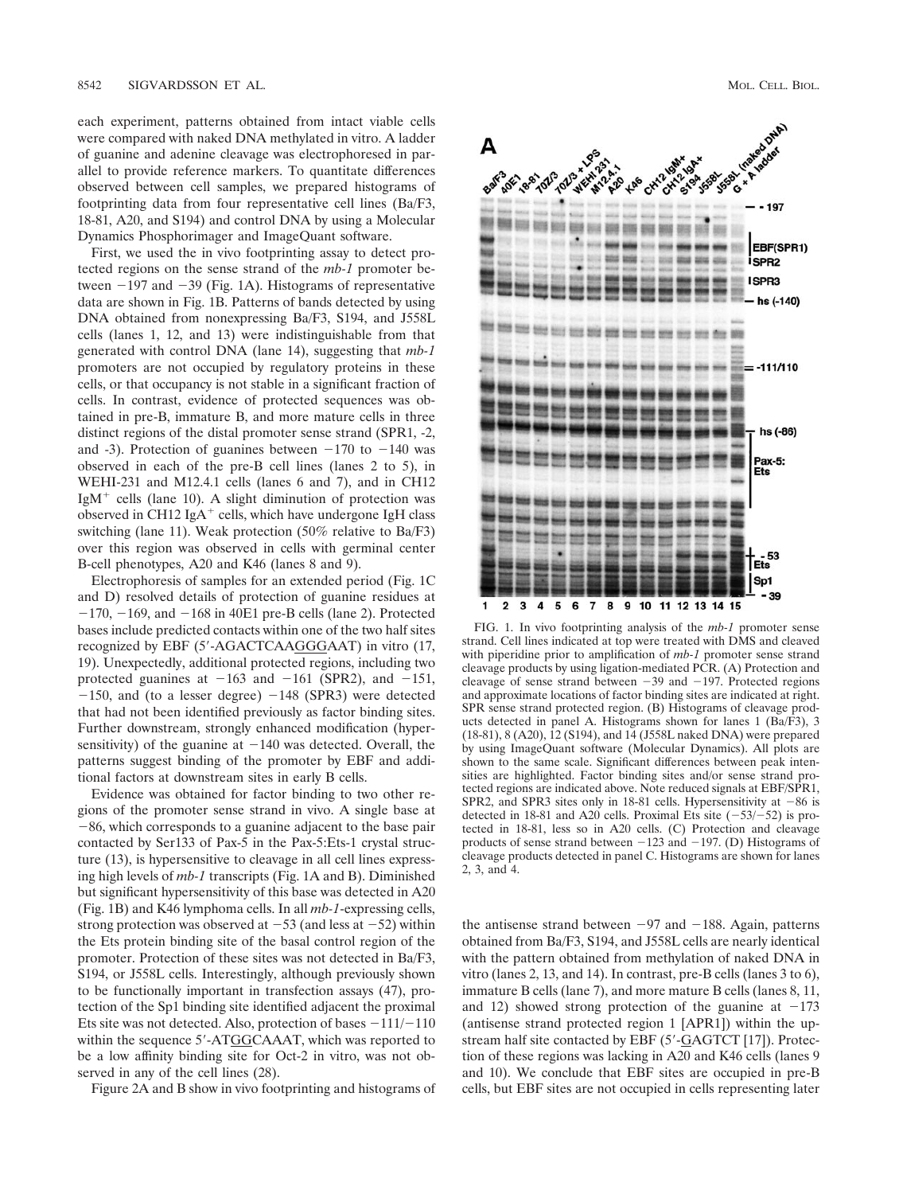each experiment, patterns obtained from intact viable cells were compared with naked DNA methylated in vitro. A ladder of guanine and adenine cleavage was electrophoresed in parallel to provide reference markers. To quantitate differences observed between cell samples, we prepared histograms of footprinting data from four representative cell lines (Ba/F3, 18-81, A20, and S194) and control DNA by using a Molecular Dynamics Phosphorimager and ImageQuant software.

First, we used the in vivo footprinting assay to detect protected regions on the sense strand of the *mb-1* promoter between −197 and −39 (Fig. 1A). Histograms of representative data are shown in Fig. 1B. Patterns of bands detected by using DNA obtained from nonexpressing Ba/F3, S194, and J558L cells (lanes 1, 12, and 13) were indistinguishable from that generated with control DNA (lane 14), suggesting that *mb-1* promoters are not occupied by regulatory proteins in these cells, or that occupancy is not stable in a significant fraction of cells. In contrast, evidence of protected sequences was obtained in pre-B, immature B, and more mature cells in three distinct regions of the distal promoter sense strand (SPR1, -2, and -3). Protection of guanines between −170 to −140 was observed in each of the pre-B cell lines (lanes 2 to 5), in WEHI-231 and M12.4.1 cells (lanes 6 and 7), and in CH12 IgM$^+$ cells (lane 10). A slight diminution of protection was observed in CH12 IgA$^+$ cells, which have undergone IgH class switching (lane 11). Weak protection (50% relative to Ba/F3) over this region was observed in cells with germinal center B-cell phenotypes, A20 and K46 (lanes 8 and 9).

Electrophoresis of samples for an extended period (Fig. 1C and D) resolved details of protection of guanine residues at −170, −169, and −168 in 40E1 pre-B cells (lane 2). Protected bases include predicted contacts within one of the two half sites recognized by EBF (5′-AGACTCAAGGGAAT) in vitro (17, 19). Unexpectedly, additional protected regions, including two protected guanines at −163 and −161 (SPR2), and −151, −150, and (to a lesser degree) −148 (SPR3) were detected that had not been identified previously as factor binding sites. Further downstream, strongly enhanced modification (hypersensitivity) of the guanine at −140 was detected. Overall, the patterns suggest binding of the promoter by EBF and additional factors at downstream sites in early B cells.

Evidence was obtained for factor binding to two other regions of the promoter sense strand in vivo. A single base at −86, which corresponds to a guanine adjacent to the base pair contacted by Ser133 of Pax-5 in the Pax-5:Ets-1 crystal structure (13), is hypersensitive to cleavage in all cell lines expressing high levels of *mb-1* transcripts (Fig. 1A and B). Diminished but significant hypersensitivity of this base was detected in A20 (Fig. 1B) and K46 lymphoma cells. In all *mb-1*-expressing cells, strong protection was observed at −53 (and less at −52) within the Ets protein binding site of the basal control region of the promoter. Protection of these sites was not detected in Ba/F3, S194, or J558L cells. Interestingly, although previously shown to be functionally important in transfection assays (47), protection of the Sp1 binding site identified adjacent the proximal Ets site was not detected. Also, protection of bases −111/−110 within the sequence 5′-ATGGCAAAT, which was reported to be a low affinity binding site for Oct-2 in vitro, was not observed in any of the cell lines (28).

Figure 2A and B show in vivo footprinting and histograms of the antisense strand between −97 and −188. Again, patterns obtained from Ba/F3, S194, and J558L cells are nearly identical with the pattern obtained from methylation of naked DNA in vitro (lanes 2, 13, and 14). In contrast, pre-B cells (lanes 3 to 6), immature B cells (lane 7), and more mature B cells (lanes 8, 11, and 12) showed strong protection of the guanine at −173 (antisense strand protected region 1 [APR1]) within the upstream half site contacted by EBF (5′-GAGTCT [17]). Protection of these regions was lacking in A20 and K46 cells (lanes 9 and 10). We conclude that EBF sites are occupied in pre-B cells, but EBF sites are not occupied in cells representing later

FIG. 1. In vivo footprinting analysis of the *mb-1* promoter sense strand. Cell lines indicated at top were treated with DMS and cleaved with piperidine prior to amplification of *mb-1* promoter sense strand cleavage products by using ligation-mediated PCR. (A) Protection and cleavage of sense strand between −39 and −197. Protected regions and approximate locations of factor binding sites are indicated at right. SPR sense strand protected region. (B) Histograms of cleavage products detected in panel A. Histograms shown for lanes 1 (Ba/F3), 3 (18-81), 8 (A20), 12 (S194), and 14 (J558L naked DNA) were prepared by using ImageQuant software (Molecular Dynamics). All plots are shown to the same scale. Significant differences between peak intensities are highlighted. Factor binding sites and/or sense strand protected regions are indicated above. Note reduced signals at EBF/SPR1, SPR2, and SPR3 sites only in 18-81 cells. Hypersensitivity at −86 is detected in 18-81 and A20 cells. Proximal Ets site (−53/−52) is protected in 18-81, less so in A20 cells. (C) Protection and cleavage products of sense strand between −123 and −197. (D) Histograms of cleavage products detected in panel C. Histograms are shown for lanes 2, 3, and 4.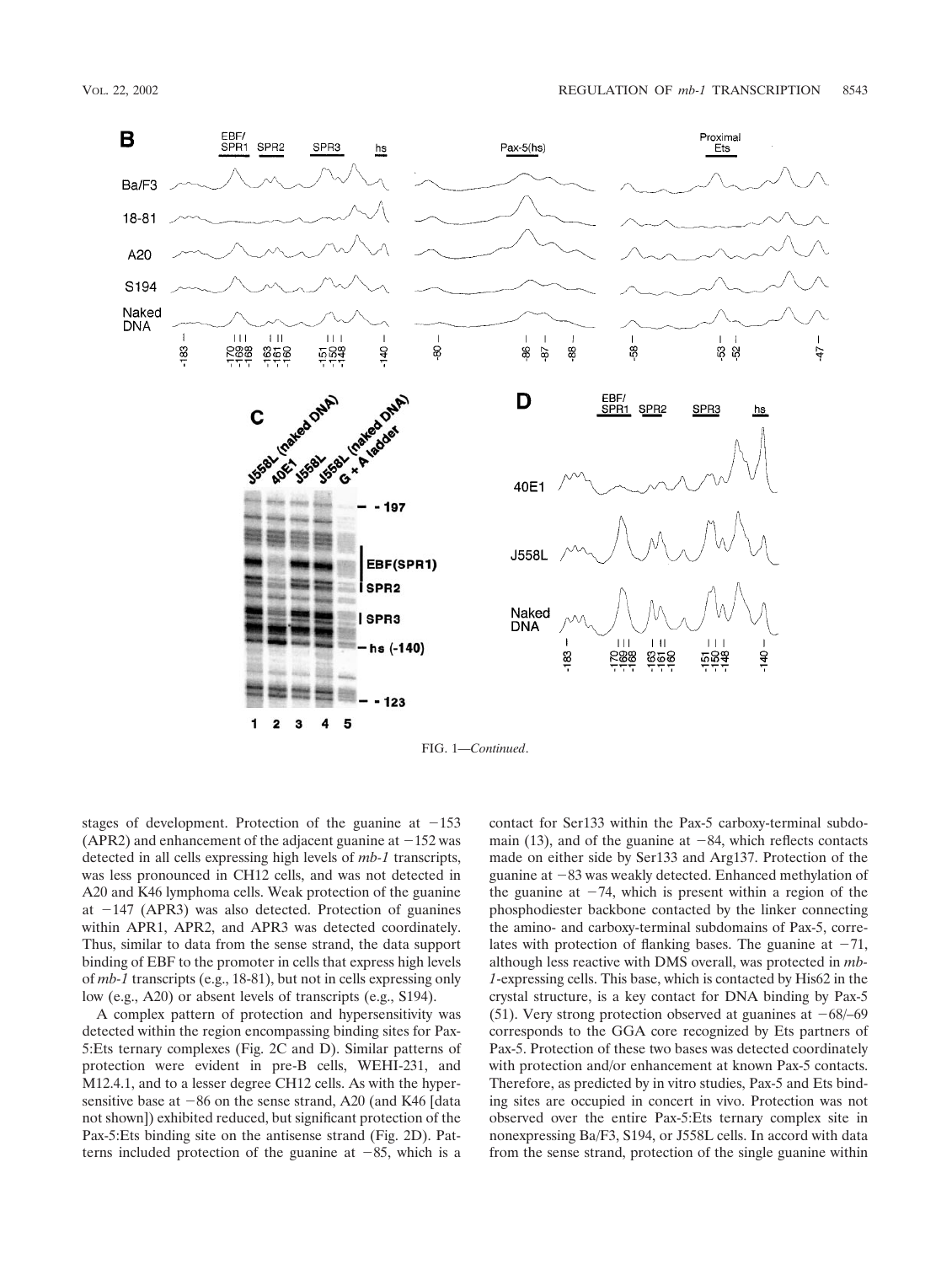FIG. 1—*Continued*.

stages of development. Protection of the guanine at −153 (APR2) and enhancement of the adjacent guanine at −152 was detected in all cells expressing high levels of *mb-1* transcripts, was less pronounced in CH12 cells, and was not detected in A20 and K46 lymphoma cells. Weak protection of the guanine at −147 (APR3) was also detected. Protection of guanines within APR1, APR2, and APR3 was detected coordinately. Thus, similar to data from the sense strand, the data support binding of EBF to the promoter in cells that express high levels of *mb-1* transcripts (e.g., 18-81), but not in cells expressing only low (e.g., A20) or absent levels of transcripts (e.g., S194).

A complex pattern of protection and hypersensitivity was detected within the region encompassing binding sites for Pax-5:Ets ternary complexes (Fig. 2C and D). Similar patterns of protection were evident in pre-B cells, WEHI-231, and M12.4.1, and to a lesser degree CH12 cells. As with the hypersensitive base at −86 on the sense strand, A20 (and K46 [data not shown]) exhibited reduced, but significant protection of the Pax-5:Ets binding site on the antisense strand (Fig. 2D). Patterns included protection of the guanine at −85, which is a contact for Ser133 within the Pax-5 carboxy-terminal subdomain (13), and of the guanine at −84, which reflects contacts made on either side by Ser133 and Arg137. Protection of the guanine at −83 was weakly detected. Enhanced methylation of the guanine at −74, which is present within a region of the phosphodiester backbone contacted by the linker connecting the amino- and carboxy-terminal subdomains of Pax-5, correlates with protection of flanking bases. The guanine at −71, although less reactive with DMS overall, was protected in *mb-1*-expressing cells. This base, which is contacted by His62 in the crystal structure, is a key contact for DNA binding by Pax-5 (51). Very strong protection observed at guanines at −68/−69 corresponds to the GGA core recognized by Ets partners of Pax-5. Protection of these two bases was detected coordinately with protection and/or enhancement at known Pax-5 contacts. Therefore, as predicted by in vitro studies, Pax-5 and Ets binding sites are occupied in concert in vivo. Protection was not observed over the entire Pax-5:Ets ternary complex site in nonexpressing Ba/F3, S194, or J558L cells. In accord with data from the sense strand, protection of the single guanine within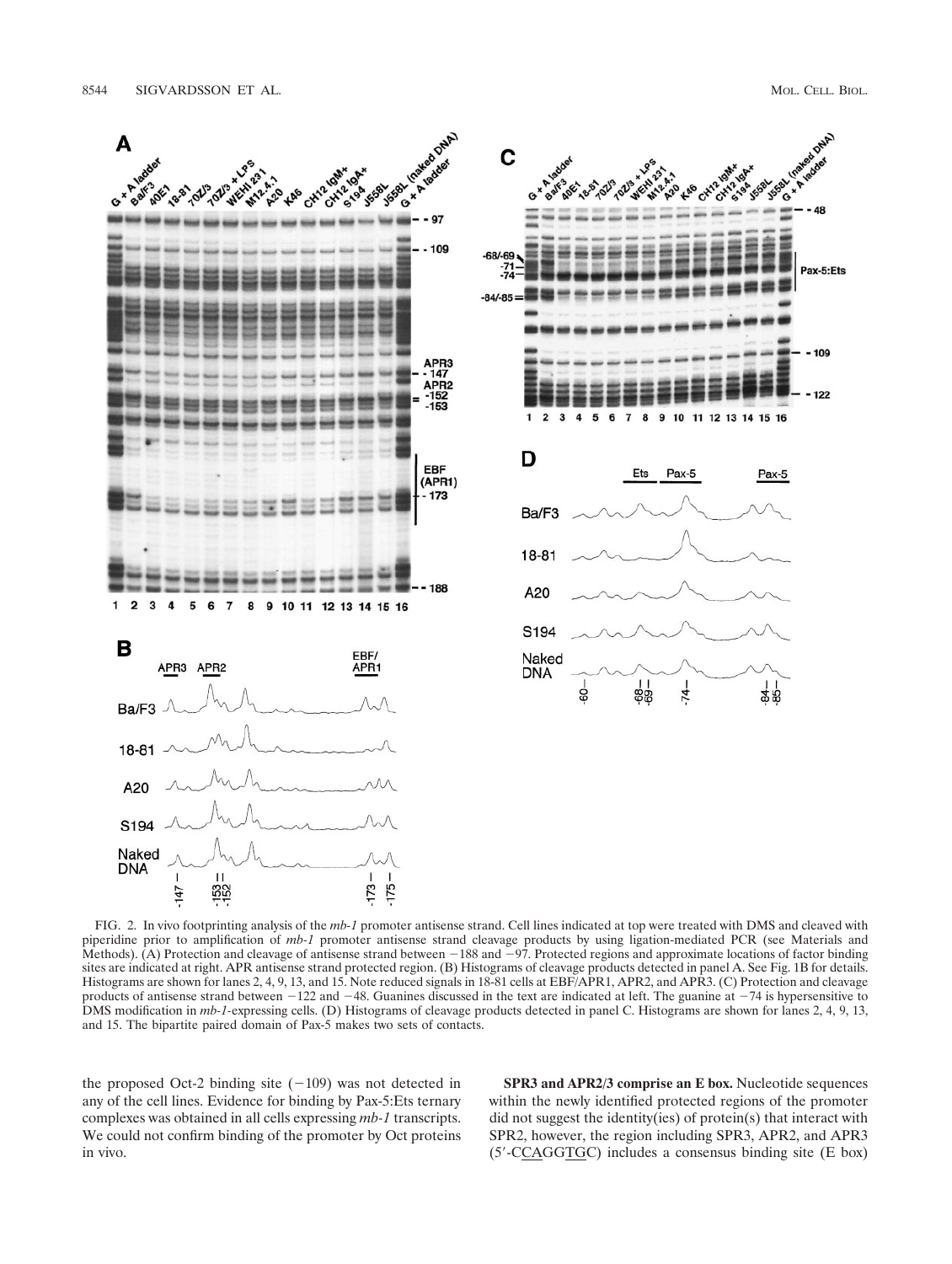FIG. 2. In vivo footprinting analysis of the *mb-1* promoter antisense strand. Cell lines indicated at top were treated with DMS and cleaved with piperidine prior to amplification of *mb-1* promoter antisense strand cleavage products by using ligation-mediated PCR (see Materials and Methods). (A) Protection and cleavage of antisense strand between −188 and −97. Protected regions and approximate locations of factor binding sites are indicated at right. APR antisense strand protected region. (B) Histograms of cleavage products detected in panel A. See Fig. 1B for details. Histograms are shown for lanes 2, 4, 9, 13, and 15. Note reduced signals in 18-81 cells at EBF/APR1, APR2, and APR3. (C) Protection and cleavage products of antisense strand between −122 and −48. Guanines discussed in the text are indicated at left. The guanine at −74 is hypersensitive to DMS modification in *mb-1*-expressing cells. (D) Histograms of cleavage products detected in panel C. Histograms are shown for lanes 2, 4, 9, 13, and 15. The bipartite paired domain of Pax-5 makes two sets of contacts.

the proposed Oct-2 binding site (−109) was not detected in any of the cell lines. Evidence for binding by Pax-5:Ets ternary complexes was obtained in all cells expressing *mb-1* transcripts. We could not confirm binding of the promoter by Oct proteins in vivo.

**SPR3 and APR2/3 comprise an E box.** Nucleotide sequences within the newly identified protected regions of the promoter did not suggest the identity(ies) of protein(s) that interact with SPR2, however, the region including SPR3, APR2, and APR3 (5′-CCAGGTGC) includes a consensus binding site (E box)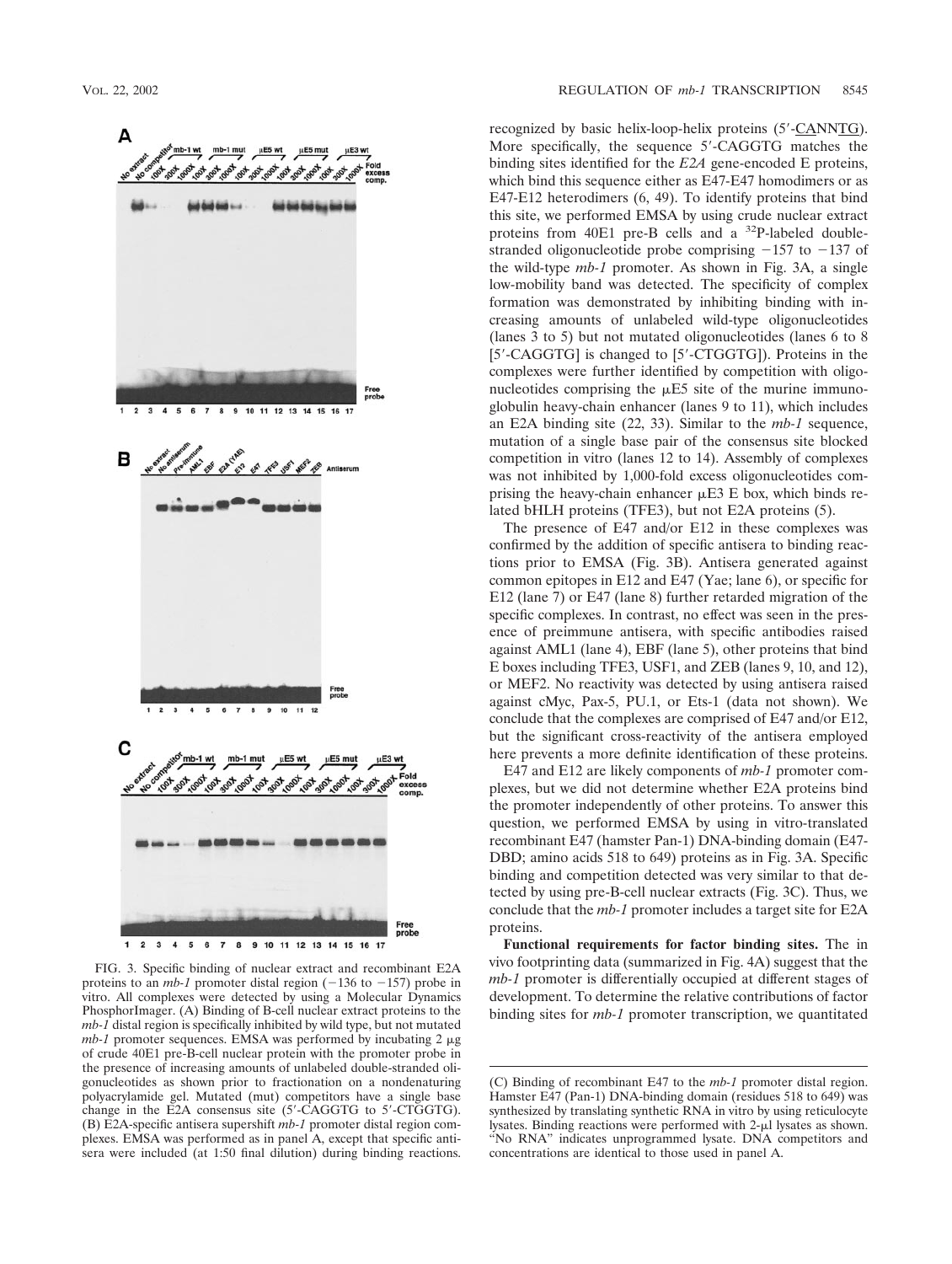recognized by basic helix-loop-helix proteins (5′-CANNTG). More specifically, the sequence 5′-CAGGTG matches the binding sites identified for the *E2A* gene-encoded E proteins, which bind this sequence either as E47-E47 homodimers or as E47-E12 heterodimers (6, 49). To identify proteins that bind this site, we performed EMSA by using crude nuclear extract proteins from 40E1 pre-B cells and a $^{32}$P-labeled double-stranded oligonucleotide probe comprising −157 to −137 of the wild-type *mb-1* promoter. As shown in Fig. 3A, a single low-mobility band was detected. The specificity of complex formation was demonstrated by inhibiting binding with increasing amounts of unlabeled wild-type oligonucleotides (lanes 3 to 5) but not mutated oligonucleotides (lanes 6 to 8 [5′-CAGGTG] is changed to [5′-CTGGTG]). Proteins in the complexes were further identified by competition with oligonucleotides comprising the μE5 site of the murine immunoglobulin heavy-chain enhancer (lanes 9 to 11), which includes an E2A binding site (22, 33). Similar to the *mb-1* sequence, mutation of a single base pair of the consensus site blocked competition in vitro (lanes 12 to 14). Assembly of complexes was not inhibited by 1,000-fold excess oligonucleotides comprising the heavy-chain enhancer μE3 E box, which binds related bHLH proteins (TFE3), but not E2A proteins (5).

The presence of E47 and/or E12 in these complexes was confirmed by the addition of specific antisera to binding reactions prior to EMSA (Fig. 3B). Antisera generated against common epitopes in E12 and E47 (Yae; lane 6), or specific for E12 (lane 7) or E47 (lane 8) further retarded migration of the specific complexes. In contrast, no effect was seen in the presence of preimmune antisera, with specific antibodies raised against AML1 (lane 4), EBF (lane 5), other proteins that bind E boxes including TFE3, USF1, and ZEB (lanes 9, 10, and 12), or MEF2. No reactivity was detected by using antisera raised against cMyc, Pax-5, PU.1, or Ets-1 (data not shown). We conclude that the complexes are comprised of E47 and/or E12, but the significant cross-reactivity of the antisera employed here prevents a more definite identification of these proteins.

E47 and E12 are likely components of *mb-1* promoter complexes, but we did not determine whether E2A proteins bind the promoter independently of other proteins. To answer this question, we performed EMSA by using in vitro-translated recombinant E47 (hamster Pan-1) DNA-binding domain (E47-DBD; amino acids 518 to 649) proteins as in Fig. 3A. Specific binding and competition detected was very similar to that detected by using pre-B-cell nuclear extracts (Fig. 3C). Thus, we conclude that the *mb-1* promoter includes a target site for E2A proteins.

**Functional requirements for factor binding sites.** The in vivo footprinting data (summarized in Fig. 4A) suggest that the *mb-1* promoter is differentially occupied at different stages of development. To determine the relative contributions of factor binding sites for *mb-1* promoter transcription, we quantitated

FIG. 3. Specific binding of nuclear extract and recombinant E2A proteins to an *mb-1* promoter distal region (−136 to −157) probe in vitro. All complexes were detected by using a Molecular Dynamics PhosphorImager. (A) Binding of B-cell nuclear extract proteins to the *mb-1* distal region is specifically inhibited by wild type, but not mutated *mb-1* promoter sequences. EMSA was performed by incubating 2 μg of crude 40E1 pre-B-cell nuclear protein with the promoter probe in the presence of increasing amounts of unlabeled double-stranded oligonucleotides as shown prior to fractionation on a nondenaturing polyacrylamide gel. Mutated (mut) competitors have a single base change in the E2A consensus site (5′-CAGGTG to 5′-CTGGTG). (B) E2A-specific antisera supershift *mb-1* promoter distal region complexes. EMSA was performed as in panel A, except that specific antisera were included (at 1:50 final dilution) during binding reactions. (C) Binding of recombinant E47 to the *mb-1* promoter distal region. Hamster E47 (Pan-1) DNA-binding domain (residues 518 to 649) was synthesized by translating synthetic RNA in vitro by using reticulocyte lysates. Binding reactions were performed with 2-μl lysates as shown. "No RNA" indicates unprogrammed lysate. DNA competitors and concentrations are identical to those used in panel A.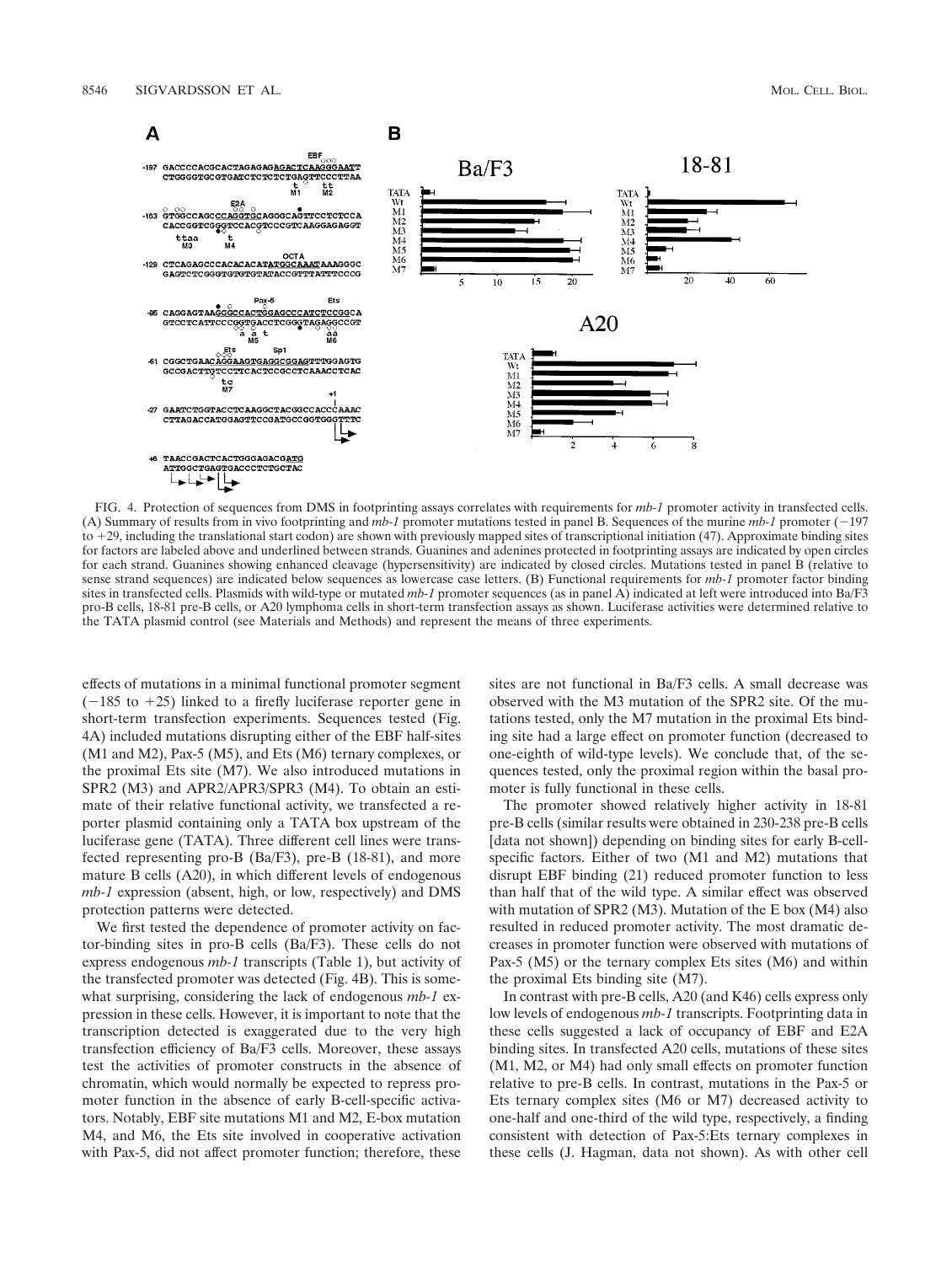FIG. 4. Protection of sequences from DMS in footprinting assays correlates with requirements for *mb-1* promoter activity in transfected cells. (A) Summary of results from in vivo footprinting and *mb-1* promoter mutations tested in panel B. Sequences of the murine *mb-1* promoter (−197 to +29, including the translational start codon) are shown with previously mapped sites of transcriptional initiation (47). Approximate binding sites for factors are labeled above and underlined between strands. Guanines and adenines protected in footprinting assays are indicated by open circles for each strand. Guanines showing enhanced cleavage (hypersensitivity) are indicated by closed circles. Mutations tested in panel B (relative to sense strand sequences) are indicated below sequences as lowercase case letters. (B) Functional requirements for *mb-1* promoter factor binding sites in transfected cells. Plasmids with wild-type or mutated *mb-1* promoter sequences (as in panel A) indicated at left were introduced into Ba/F3 pro-B cells, 18-81 pre-B cells, or A20 lymphoma cells in short-term transfection assays as shown. Luciferase activities were determined relative to the TATA plasmid control (see Materials and Methods) and represent the means of three experiments.

effects of mutations in a minimal functional promoter segment (−185 to +25) linked to a firefly luciferase reporter gene in short-term transfection experiments. Sequences tested (Fig. 4A) included mutations disrupting either of the EBF half-sites (M1 and M2), Pax-5 (M5), and Ets (M6) ternary complexes, or the proximal Ets site (M7). We also introduced mutations in SPR2 (M3) and APR2/APR3/SPR3 (M4). To obtain an estimate of their relative functional activity, we transfected a reporter plasmid containing only a TATA box upstream of the luciferase gene (TATA). Three different cell lines were transfected representing pro-B (Ba/F3), pre-B (18-81), and more mature B cells (A20), in which different levels of endogenous *mb-1* expression (absent, high, or low, respectively) and DMS protection patterns were detected.

We first tested the dependence of promoter activity on factor-binding sites in pro-B cells (Ba/F3). These cells do not express endogenous *mb-1* transcripts (Table 1), but activity of the transfected promoter was detected (Fig. 4B). This is somewhat surprising, considering the lack of endogenous *mb-1* expression in these cells. However, it is important to note that the transcription detected is exaggerated due to the very high transfection efficiency of Ba/F3 cells. Moreover, these assays test the activities of promoter constructs in the absence of chromatin, which would normally be expected to repress promoter function in the absence of early B-cell-specific activators. Notably, EBF site mutations M1 and M2, E-box mutation M4, and M6, the Ets site involved in cooperative activation with Pax-5, did not affect promoter function; therefore, these sites are not functional in Ba/F3 cells. A small decrease was observed with the M3 mutation of the SPR2 site. Of the mutations tested, only the M7 mutation in the proximal Ets binding site had a large effect on promoter function (decreased to one-eighth of wild-type levels). We conclude that, of the sequences tested, only the proximal region within the basal promoter is fully functional in these cells.

The promoter showed relatively higher activity in 18-81 pre-B cells (similar results were obtained in 230-238 pre-B cells [data not shown]) depending on binding sites for early B-cell-specific factors. Either of two (M1 and M2) mutations that disrupt EBF binding (21) reduced promoter function to less than half that of the wild type. A similar effect was observed with mutation of SPR2 (M3). Mutation of the E box (M4) also resulted in reduced promoter activity. The most dramatic decreases in promoter function were observed with mutations of Pax-5 (M5) or the ternary complex Ets sites (M6) and within the proximal Ets binding site (M7).

In contrast with pre-B cells, A20 (and K46) cells express only low levels of endogenous *mb-1* transcripts. Footprinting data in these cells suggested a lack of occupancy of EBF and E2A binding sites. In transfected A20 cells, mutations of these sites (M1, M2, or M4) had only small effects on promoter function relative to pre-B cells. In contrast, mutations in the Pax-5 or Ets ternary complex sites (M6 or M7) decreased activity to one-half and one-third of the wild type, respectively, a finding consistent with detection of Pax-5:Ets ternary complexes in these cells (J. Hagman, data not shown). As with other cell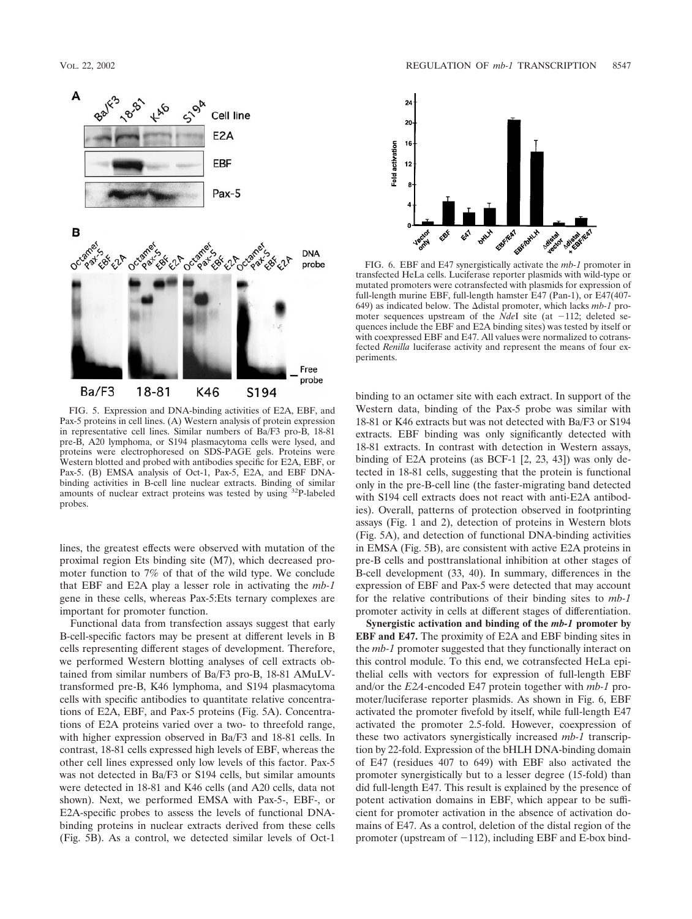FIG. 5. Expression and DNA-binding activities of E2A, EBF, and Pax-5 proteins in cell lines. (A) Western analysis of protein expression in representative cell lines. Similar numbers of Ba/F3 pro-B, 18-81 pre-B, A20 lymphoma, or S194 plasmacytoma cells were lysed, and proteins were electrophoresed on SDS-PAGE gels. Proteins were Western blotted and probed with antibodies specific for E2A, EBF, or Pax-5. (B) EMSA analysis of Oct-1, Pax-5, E2A, and EBF DNA-binding activities in B-cell line nuclear extracts. Binding of similar amounts of nuclear extract proteins was tested by using $^{32}$P-labeled probes.

lines, the greatest effects were observed with mutation of the proximal region Ets binding site (M7), which decreased promoter function to 7% of that of the wild type. We conclude that EBF and E2A play a lesser role in activating the *mb-1* gene in these cells, whereas Pax-5:Ets ternary complexes are important for promoter function.

Functional data from transfection assays suggest that early B-cell-specific factors may be present at different levels in B cells representing different stages of development. Therefore, we performed Western blotting analyses of cell extracts obtained from similar numbers of Ba/F3 pro-B, 18-81 AMuLV-transformed pre-B, K46 lymphoma, and S194 plasmacytoma cells with specific antibodies to quantitate relative concentrations of E2A, EBF, and Pax-5 proteins (Fig. 5A). Concentrations of E2A proteins varied over a two- to threefold range, with higher expression observed in Ba/F3 and 18-81 cells. In contrast, 18-81 cells expressed high levels of EBF, whereas the other cell lines expressed only low levels of this factor. Pax-5 was not detected in Ba/F3 or S194 cells, but similar amounts were detected in 18-81 and K46 cells (and A20 cells, data not shown). Next, we performed EMSA with Pax-5-, EBF-, or E2A-specific probes to assess the levels of functional DNA-binding proteins in nuclear extracts derived from these cells (Fig. 5B). As a control, we detected similar levels of Oct-1

FIG. 6. EBF and E47 synergistically activate the *mb-1* promoter in transfected HeLa cells. Luciferase reporter plasmids with wild-type or mutated promoters were cotransfected with plasmids for expression of full-length murine EBF, full-length hamster E47 (Pan-1), or E47(407-649) as indicated below. The Δdistal promoter, which lacks *mb-1* promoter sequences upstream of the *Nde*I site (at −112; deleted sequences include the EBF and E2A binding sites) was tested by itself or with coexpressed EBF and E47. All values were normalized to cotransfected *Renilla* luciferase activity and represent the means of four experiments.

binding to an octamer site with each extract. In support of the Western data, binding of the Pax-5 probe was similar with 18-81 or K46 extracts but was not detected with Ba/F3 or S194 extracts. EBF binding was only significantly detected with 18-81 extracts. In contrast with detection in Western assays, binding of E2A proteins (as BCF-1 [2, 23, 43]) was only detected in 18-81 cells, suggesting that the protein is functional only in the pre-B-cell line (the faster-migrating band detected with S194 cell extracts does not react with anti-E2A antibodies). Overall, patterns of protection observed in footprinting assays (Fig. 1 and 2), detection of proteins in Western blots (Fig. 5A), and detection of functional DNA-binding activities in EMSA (Fig. 5B), are consistent with active E2A proteins in pre-B cells and posttranslational inhibition at other stages of B-cell development (33, 40). In summary, differences in the expression of EBF and Pax-5 were detected that may account for the relative contributions of their binding sites to *mb-1* promoter activity in cells at different stages of differentiation.

**Synergistic activation and binding of the *mb-1* promoter by EBF and E47.** The proximity of E2A and EBF binding sites in the *mb-1* promoter suggested that they functionally interact on this control module. To this end, we cotransfected HeLa epithelial cells with vectors for expression of full-length EBF and/or the *E2A*-encoded E47 protein together with *mb-1* promoter/luciferase reporter plasmids. As shown in Fig. 6, EBF activated the promoter fivefold by itself, while full-length E47 activated the promoter 2.5-fold. However, coexpression of these two activators synergistically increased *mb-1* transcription by 22-fold. Expression of the bHLH DNA-binding domain of E47 (residues 407 to 649) with EBF also activated the promoter synergistically but to a lesser degree (15-fold) than did full-length E47. This result is explained by the presence of potent activation domains in EBF, which appear to be sufficient for promoter activation in the absence of activation domains of E47. As a control, deletion of the distal region of the promoter (upstream of −112), including EBF and E-box bind-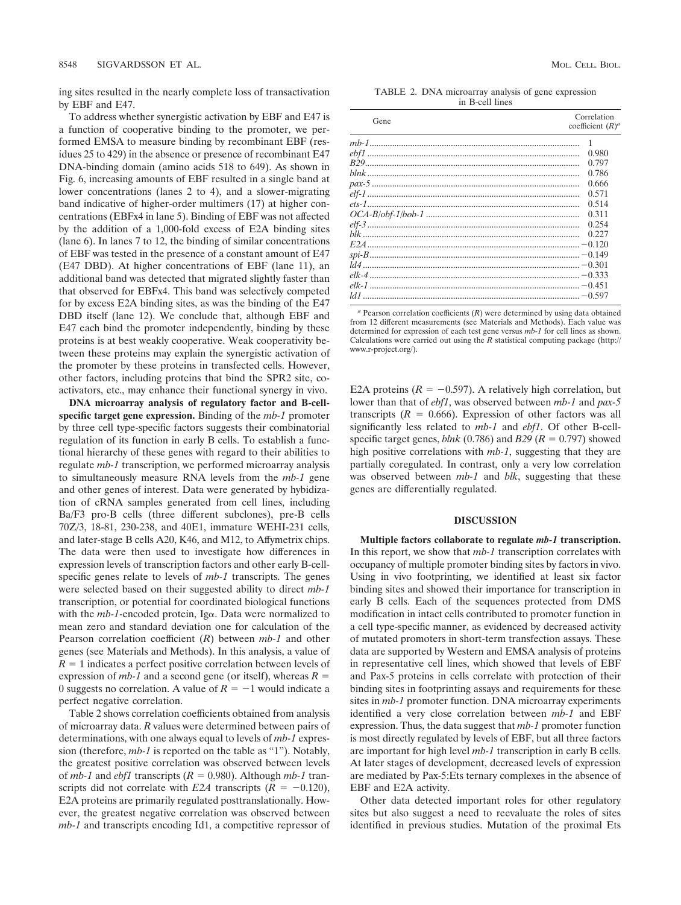ing sites resulted in the nearly complete loss of transactivation by EBF and E47.

To address whether synergistic activation by EBF and E47 is a function of cooperative binding to the promoter, we performed EMSA to measure binding by recombinant EBF (residues 25 to 429) in the absence or presence of recombinant E47 DNA-binding domain (amino acids 518 to 649). As shown in Fig. 6, increasing amounts of EBF resulted in a single band at lower concentrations (lanes 2 to 4), and a slower-migrating band indicative of higher-order multimers (17) at higher concentrations (EBFx4 in lane 5). Binding of EBF was not affected by the addition of a 1,000-fold excess of E2A binding sites (lane 6). In lanes 7 to 12, the binding of similar concentrations of EBF was tested in the presence of a constant amount of E47 (E47 DBD). At higher concentrations of EBF (lane 11), an additional band was detected that migrated slightly faster than that observed for EBFx4. This band was selectively competed for by excess E2A binding sites, as was the binding of the E47 DBD itself (lane 12). We conclude that, although EBF and E47 each bind the promoter independently, binding by these proteins is at best weakly cooperative. Weak cooperativity between these proteins may explain the synergistic activation of the promoter by these proteins in transfected cells. However, other factors, including proteins that bind the SPR2 site, coactivators, etc., may enhance their functional synergy in vivo.

**DNA microarray analysis of regulatory factor and B-cell-specific target gene expression.** Binding of the *mb-1* promoter by three cell type-specific factors suggests their combinatorial regulation of its function in early B cells. To establish a functional hierarchy of these genes with regard to their abilities to regulate *mb-1* transcription, we performed microarray analysis to simultaneously measure RNA levels from the *mb-1* gene and other genes of interest. Data were generated by hybidization of cRNA samples generated from cell lines, including Ba/F3 pro-B cells (three different subclones), pre-B cells 70Z/3, 18-81, 230-238, and 40E1, immature WEHI-231 cells, and later-stage B cells A20, K46, and M12, to Affymetrix chips. The data were then used to investigate how differences in expression levels of transcription factors and other early B-cell-specific genes relate to levels of *mb-1* transcripts. The genes were selected based on their suggested ability to direct *mb-1* transcription, or potential for coordinated biological functions with the *mb-1*-encoded protein, Igα. Data were normalized to mean zero and standard deviation one for calculation of the Pearson correlation coefficient ($R$) between *mb-1* and other genes (see Materials and Methods). In this analysis, a value of $R = 1$ indicates a perfect positive correlation between levels of expression of *mb-1* and a second gene (or itself), whereas $R = 0$ suggests no correlation. A value of $R = -1$ would indicate a perfect negative correlation.

Table 2 shows correlation coefficients obtained from analysis of microarray data. $R$ values were determined between pairs of determinations, with one always equal to levels of *mb-1* expression (therefore, *mb-1* is reported on the table as "1"). Notably, the greatest positive correlation was observed between levels of *mb-1* and *ebf1* transcripts ($R = 0.980$). Although *mb-1* transcripts did not correlate with *E2A* transcripts ($R = -0.120$), E2A proteins are primarily regulated posttranslationally. However, the greatest negative correlation was observed between *mb-1* and transcripts encoding Id1, a competitive repressor of E2A proteins ($R = -0.597$). A relatively high correlation, but lower than that of *ebf1*, was observed between *mb-1* and *pax-5* transcripts ($R = 0.666$). Expression of other factors was all significantly less related to *mb-1* and *ebf1*. Of other B-cell-specific target genes, *blnk* (0.786) and *B29* ($R = 0.797$) showed high positive correlations with *mb-1*, suggesting that they are partially coregulated. In contrast, only a very low correlation was observed between *mb-1* and *blk*, suggesting that these genes are differentially regulated.

TABLE 2. DNA microarray analysis of gene expression in B-cell lines

| Gene | Correlation coefficient ($R$)[a] |
|---|---|
| *mb-1* | 1 |
| *ebf1* | 0.980 |
| *B29* | 0.797 |
| *blnk* | 0.786 |
| *pax-5* | 0.666 |
| *elf-1* | 0.571 |
| *ets-1* | 0.514 |
| *OCA-B/obf-1/bob-1* | 0.311 |
| *elf-3* | 0.254 |
| *blk* | 0.227 |
| *E2A* | −0.120 |
| *spi-B* | −0.149 |
| *Id4* | −0.301 |
| *elk-4* | −0.333 |
| *elk-1* | −0.451 |
| *Id1* | −0.597 |

[a] Pearson correlation coefficients ($R$) were determined by using data obtained from 12 different measurements (see Materials and Methods). Each value was determined for expression of each test gene versus *mb-1* for cell lines as shown. Calculations were carried out using the *R* statistical computing package (http://www.r-project.org/).

## DISCUSSION

**Multiple factors collaborate to regulate *mb-1* transcription.** In this report, we show that *mb-1* transcription correlates with occupancy of multiple promoter binding sites by factors in vivo. Using in vivo footprinting, we identified at least six factor binding sites and showed their importance for transcription in early B cells. Each of the sequences protected from DMS modification in intact cells contributed to promoter function in a cell type-specific manner, as evidenced by decreased activity of mutated promoters in short-term transfection assays. These data are supported by Western and EMSA analysis of proteins in representative cell lines, which showed that levels of EBF and Pax-5 proteins in cells correlate with protection of their binding sites in footprinting assays and requirements for these sites in *mb-1* promoter function. DNA microarray experiments identified a very close correlation between *mb-1* and EBF expression. Thus, the data suggest that *mb-1* promoter function is most directly regulated by levels of EBF, but all three factors are important for high level *mb-1* transcription in early B cells. At later stages of development, decreased levels of expression are mediated by Pax-5:Ets ternary complexes in the absence of EBF and E2A activity.

Other data detected important roles for other regulatory sites but also suggest a need to reevaluate the roles of sites identified in previous studies. Mutation of the proximal Ets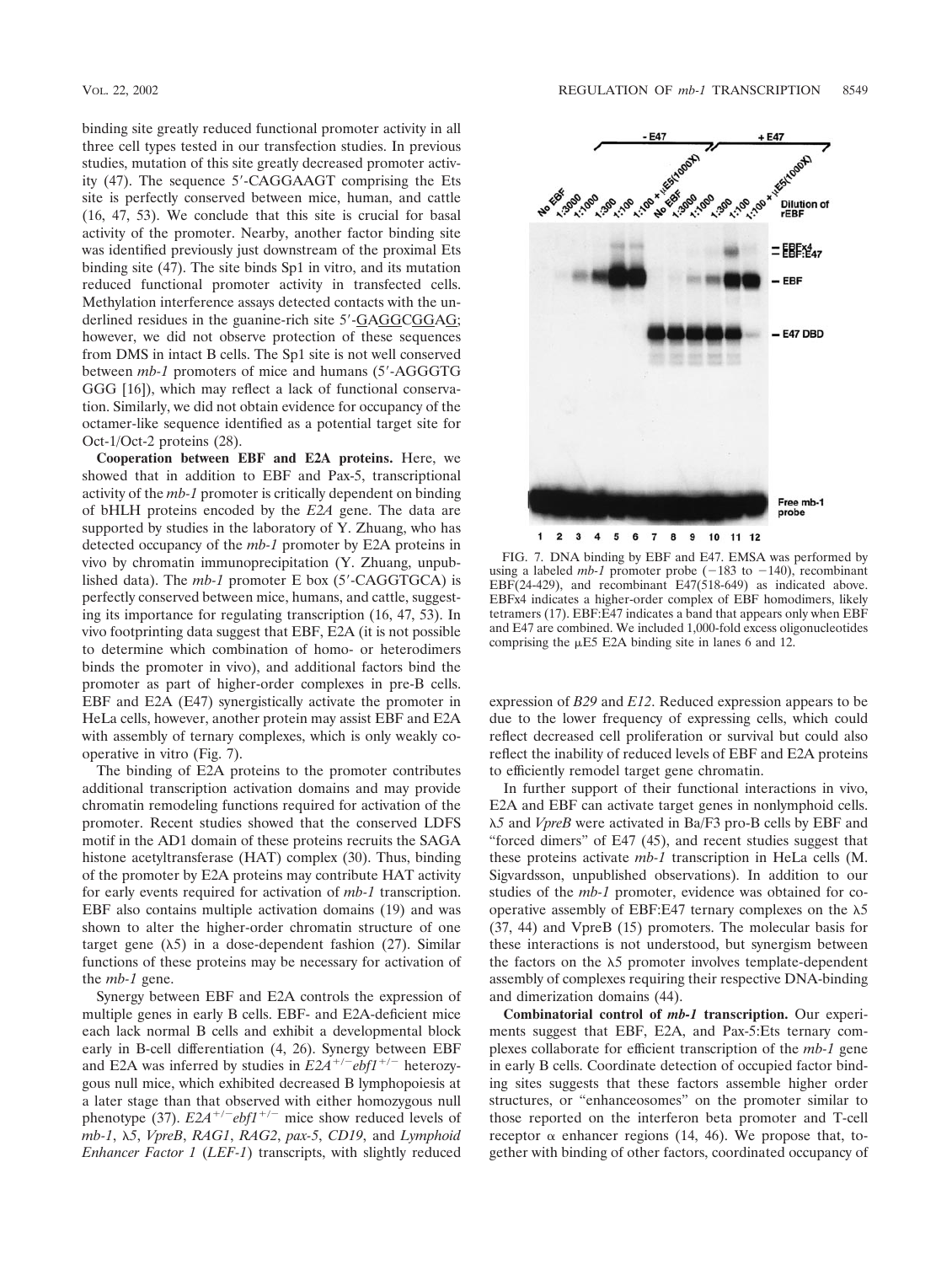binding site greatly reduced functional promoter activity in all three cell types tested in our transfection studies. In previous studies, mutation of this site greatly decreased promoter activity (47). The sequence 5′-CAGGAAGT comprising the Ets site is perfectly conserved between mice, human, and cattle (16, 47, 53). We conclude that this site is crucial for basal activity of the promoter. Nearby, another factor binding site was identified previously just downstream of the proximal Ets binding site (47). The site binds Sp1 in vitro, and its mutation reduced functional promoter activity in transfected cells. Methylation interference assays detected contacts with the underlined residues in the guanine-rich site 5′-GAGGCGGAG; however, we did not observe protection of these sequences from DMS in intact B cells. The Sp1 site is not well conserved between *mb-1* promoters of mice and humans (5′-AGGGTG GGG [16]), which may reflect a lack of functional conservation. Similarly, we did not obtain evidence for occupancy of the octamer-like sequence identified as a potential target site for Oct-1/Oct-2 proteins (28).

**Cooperation between EBF and E2A proteins.** Here, we showed that in addition to EBF and Pax-5, transcriptional activity of the *mb-1* promoter is critically dependent on binding of bHLH proteins encoded by the *E2A* gene. The data are supported by studies in the laboratory of Y. Zhuang, who has detected occupancy of the *mb-1* promoter by E2A proteins in vivo by chromatin immunoprecipitation (Y. Zhuang, unpublished data). The *mb-1* promoter E box (5′-CAGGTGCA) is perfectly conserved between mice, humans, and cattle, suggesting its importance for regulating transcription (16, 47, 53). In vivo footprinting data suggest that EBF, E2A (it is not possible to determine which combination of homo- or heterodimers binds the promoter in vivo), and additional factors bind the promoter as part of higher-order complexes in pre-B cells. EBF and E2A (E47) synergistically activate the promoter in HeLa cells, however, another protein may assist EBF and E2A with assembly of ternary complexes, which is only weakly cooperative in vitro (Fig. 7).

The binding of E2A proteins to the promoter contributes additional transcription activation domains and may provide chromatin remodeling functions required for activation of the promoter. Recent studies showed that the conserved LDFS motif in the AD1 domain of these proteins recruits the SAGA histone acetyltransferase (HAT) complex (30). Thus, binding of the promoter by E2A proteins may contribute HAT activity for early events required for activation of *mb-1* transcription. EBF also contains multiple activation domains (19) and was shown to alter the higher-order chromatin structure of one target gene (λ5) in a dose-dependent fashion (27). Similar functions of these proteins may be necessary for activation of the *mb-1* gene.

Synergy between EBF and E2A controls the expression of multiple genes in early B cells. EBF- and E2A-deficient mice each lack normal B cells and exhibit a developmental block early in B-cell differentiation (4, 26). Synergy between EBF and E2A was inferred by studies in $E2A^{+/-}ebf1^{+/-}$ heterozygous null mice, which exhibited decreased B lymphopoiesis at a later stage than that observed with either homozygous null phenotype (37). $E2A^{+/-}ebf1^{+/-}$ mice show reduced levels of *mb-1*, *λ5*, *VpreB*, *RAG1*, *RAG2*, *pax-5*, *CD19*, and *Lymphoid Enhancer Factor 1* (*LEF-1*) transcripts, with slightly reduced expression of *B29* and *E12*. Reduced expression appears to be due to the lower frequency of expressing cells, which could reflect decreased cell proliferation or survival but could also reflect the inability of reduced levels of EBF and E2A proteins to efficiently remodel target gene chromatin.

FIG. 7. DNA binding by EBF and E47. EMSA was performed by using a labeled *mb-1* promoter probe (−183 to −140), recombinant EBF(24-429), and recombinant E47(518-649) as indicated above. EBFx4 indicates a higher-order complex of EBF homodimers, likely tetramers (17). EBF:E47 indicates a band that appears only when EBF and E47 are combined. We included 1,000-fold excess oligonucleotides comprising the μE5 E2A binding site in lanes 6 and 12.

In further support of their functional interactions in vivo, E2A and EBF can activate target genes in nonlymphoid cells. *λ5* and *VpreB* were activated in Ba/F3 pro-B cells by EBF and "forced dimers" of E47 (45), and recent studies suggest that these proteins activate *mb-1* transcription in HeLa cells (M. Sigvardsson, unpublished observations). In addition to our studies of the *mb-1* promoter, evidence was obtained for cooperative assembly of EBF:E47 ternary complexes on the λ5 (37, 44) and VpreB (15) promoters. The molecular basis for these interactions is not understood, but synergism between the factors on the λ5 promoter involves template-dependent assembly of complexes requiring their respective DNA-binding and dimerization domains (44).

**Combinatorial control of *mb-1* transcription.** Our experiments suggest that EBF, E2A, and Pax-5:Ets ternary complexes collaborate for efficient transcription of the *mb-1* gene in early B cells. Coordinate detection of occupied factor binding sites suggests that these factors assemble higher order structures, or "enhanceosomes" on the promoter similar to those reported on the interferon beta promoter and T-cell receptor α enhancer regions (14, 46). We propose that, together with binding of other factors, coordinated occupancy of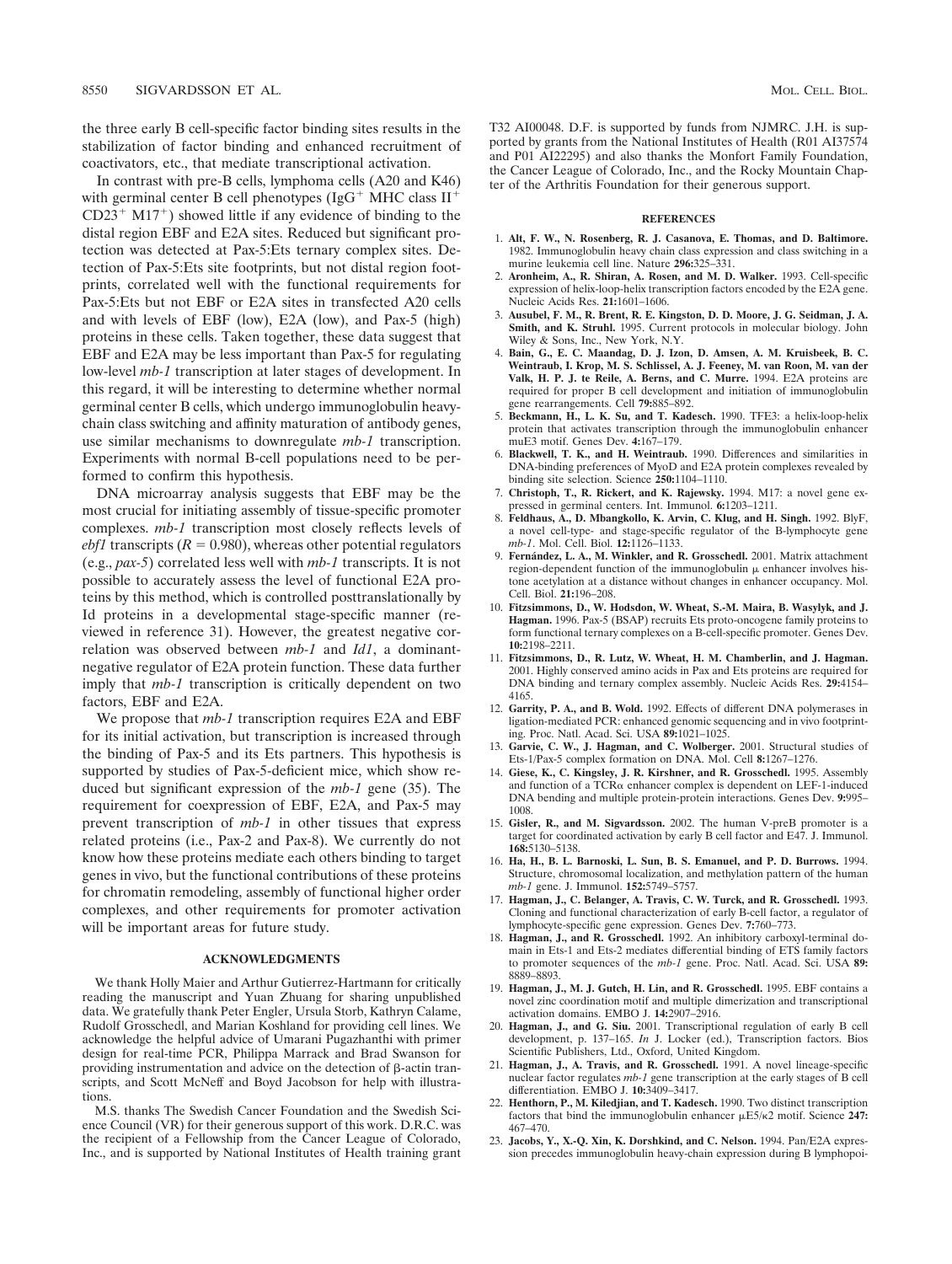the three early B cell-specific factor binding sites results in the stabilization of factor binding and enhanced recruitment of coactivators, etc., that mediate transcriptional activation.

In contrast with pre-B cells, lymphoma cells (A20 and K46) with germinal center B cell phenotypes ($IgG^+$ MHC class $II^+$ $CD23^+$ $M17^+$) showed little if any evidence of binding to the distal region EBF and E2A sites. Reduced but significant protection was detected at Pax-5:Ets ternary complex sites. Detection of Pax-5:Ets site footprints, but not distal region footprints, correlated well with the functional requirements for Pax-5:Ets but not EBF or E2A sites in transfected A20 cells and with levels of EBF (low), E2A (low), and Pax-5 (high) proteins in these cells. Taken together, these data suggest that EBF and E2A may be less important than Pax-5 for regulating low-level *mb-1* transcription at later stages of development. In this regard, it will be interesting to determine whether normal germinal center B cells, which undergo immunoglobulin heavy-chain class switching and affinity maturation of antibody genes, use similar mechanisms to downregulate *mb-1* transcription. Experiments with normal B-cell populations need to be performed to confirm this hypothesis.

DNA microarray analysis suggests that EBF may be the most crucial for initiating assembly of tissue-specific promoter complexes. *mb-1* transcription most closely reflects levels of *ebf1* transcripts ($R = 0.980$), whereas other potential regulators (e.g., *pax-5*) correlated less well with *mb-1* transcripts. It is not possible to accurately assess the level of functional E2A proteins by this method, which is controlled posttranslationally by Id proteins in a developmental stage-specific manner (reviewed in reference 31). However, the greatest negative correlation was observed between *mb-1* and *Id1*, a dominant-negative regulator of E2A protein function. These data further imply that *mb-1* transcription is critically dependent on two factors, EBF and E2A.

We propose that *mb-1* transcription requires E2A and EBF for its initial activation, but transcription is increased through the binding of Pax-5 and its Ets partners. This hypothesis is supported by studies of Pax-5-deficient mice, which show reduced but significant expression of the *mb-1* gene (35). The requirement for coexpression of EBF, E2A, and Pax-5 may prevent transcription of *mb-1* in other tissues that express related proteins (i.e., Pax-2 and Pax-8). We currently do not know how these proteins mediate each others binding to target genes in vivo, but the functional contributions of these proteins for chromatin remodeling, assembly of functional higher order complexes, and other requirements for promoter activation will be important areas for future study.

## ACKNOWLEDGMENTS

We thank Holly Maier and Arthur Gutierrez-Hartmann for critically reading the manuscript and Yuan Zhuang for sharing unpublished data. We gratefully thank Peter Engler, Ursula Storb, Kathryn Calame, Rudolf Grosschedl, and Marian Koshland for providing cell lines. We acknowledge the helpful advice of Umarani Pugazhanthi with primer design for real-time PCR, Philippa Marrack and Brad Swanson for providing instrumentation and advice on the detection of β-actin transcripts, and Scott McNeff and Boyd Jacobson for help with illustrations.

M.S. thanks The Swedish Cancer Foundation and the Swedish Science Council (VR) for their generous support of this work. D.R.C. was the recipient of a Fellowship from the Cancer League of Colorado, Inc., and is supported by National Institutes of Health training grant T32 AI00048. D.F. is supported by funds from NJMRC. J.H. is supported by grants from the National Institutes of Health (R01 AI37574 and P01 AI22295) and also thanks the Monfort Family Foundation, the Cancer League of Colorado, Inc., and the Rocky Mountain Chapter of the Arthritis Foundation for their generous support.

## REFERENCES

1. **Alt, F. W., N. Rosenberg, R. J. Casanova, E. Thomas, and D. Baltimore.** 1982. Immunoglobulin heavy chain class expression and class switching in a murine leukemia cell line. Nature **296:**325–331.
2. **Aronheim, A., R. Shiran, A. Rosen, and M. D. Walker.** 1993. Cell-specific expression of helix-loop-helix transcription factors encoded by the E2A gene. Nucleic Acids Res. **21:**1601–1606.
3. **Ausubel, F. M., R. Brent, R. E. Kingston, D. D. Moore, J. G. Seidman, J. A. Smith, and K. Struhl.** 1995. Current protocols in molecular biology. John Wiley & Sons, Inc., New York, N.Y.
4. **Bain, G., E. C. Maandag, D. J. Izon, D. Amsen, A. M. Kruisbeek, B. C. Weintraub, I. Krop, M. S. Schlissel, A. J. Feeney, M. van Roon, M. van der Valk, H. P. J. te Reile, A. Berns, and C. Murre.** 1994. E2A proteins are required for proper B cell development and initiation of immunoglobulin gene rearrangements. Cell **79:**885–892.
5. **Beckmann, H., L. K. Su, and T. Kadesch.** 1990. TFE3: a helix-loop-helix protein that activates transcription through the immunoglobulin enhancer muE3 motif. Genes Dev. **4:**167–179.
6. **Blackwell, T. K., and H. Weintraub.** 1990. Differences and similarities in DNA-binding preferences of MyoD and E2A protein complexes revealed by binding site selection. Science **250:**1104–1110.
7. **Christoph, T., R. Rickert, and K. Rajewsky.** 1994. M17: a novel gene expressed in germinal centers. Int. Immunol. **6:**1203–1211.
8. **Feldhaus, A., D. Mbangkollo, K. Arvin, C. Klug, and H. Singh.** 1992. BlyF, a novel cell-type- and stage-specific regulator of the B-lymphocyte gene *mb-1*. Mol. Cell. Biol. **12:**1126–1133.
9. **Fernández, L. A., M. Winkler, and R. Grosschedl.** 2001. Matrix attachment region-dependent function of the immunoglobulin μ enhancer involves histone acetylation at a distance without changes in enhancer occupancy. Mol. Cell. Biol. **21:**196–208.
10. **Fitzsimmons, D., W. Hodsdon, W. Wheat, S.-M. Maira, B. Wasylyk, and J. Hagman.** 1996. Pax-5 (BSAP) recruits Ets proto-oncogene family proteins to form functional ternary complexes on a B-cell-specific promoter. Genes Dev. **10:**2198–2211.
11. **Fitzsimmons, D., R. Lutz, W. Wheat, H. M. Chamberlin, and J. Hagman.** 2001. Highly conserved amino acids in Pax and Ets proteins are required for DNA binding and ternary complex assembly. Nucleic Acids Res. **29:**4154–4165.
12. **Garrity, P. A., and B. Wold.** 1992. Effects of different DNA polymerases in ligation-mediated PCR: enhanced genomic sequencing and in vivo footprinting. Proc. Natl. Acad. Sci. USA **89:**1021–1025.
13. **Garvie, C. W., J. Hagman, and C. Wolberger.** 2001. Structural studies of Ets-1/Pax-5 complex formation on DNA. Mol. Cell **8:**1267–1276.
14. **Giese, K., C. Kingsley, J. R. Kirshner, and R. Grosschedl.** 1995. Assembly and function of a TCRα enhancer complex is dependent on LEF-1-induced DNA bending and multiple protein-protein interactions. Genes Dev. **9:**995–1008.
15. **Gisler, R., and M. Sigvardsson.** 2002. The human V-preB promoter is a target for coordinated activation by early B cell factor and E47. J. Immunol. **168:**5130–5138.
16. **Ha, H., B. L. Barnoski, L. Sun, B. S. Emanuel, and P. D. Burrows.** 1994. Structure, chromosomal localization, and methylation pattern of the human *mb-1* gene. J. Immunol. **152:**5749–5757.
17. **Hagman, J., C. Belanger, A. Travis, C. W. Turck, and R. Grosschedl.** 1993. Cloning and functional characterization of early B-cell factor, a regulator of lymphocyte-specific gene expression. Genes Dev. **7:**760–773.
18. **Hagman, J., and R. Grosschedl.** 1992. An inhibitory carboxyl-terminal domain in Ets-1 and Ets-2 mediates differential binding of ETS family factors to promoter sequences of the *mb-1* gene. Proc. Natl. Acad. Sci. USA **89:**8889–8893.
19. **Hagman, J., M. J. Gutch, H. Lin, and R. Grosschedl.** 1995. EBF contains a novel zinc coordination motif and multiple dimerization and transcriptional activation domains. EMBO J. **14:**2907–2916.
20. **Hagman, J., and G. Siu.** 2001. Transcriptional regulation of early B cell development, p. 137–165. *In* J. Locker (ed.), Transcription factors. Bios Scientific Publishers, Ltd., Oxford, United Kingdom.
21. **Hagman, J., A. Travis, and R. Grosschedl.** 1991. A novel lineage-specific nuclear factor regulates *mb-1* gene transcription at the early stages of B cell differentiation. EMBO J. **10:**3409–3417.
22. **Henthorn, P., M. Kiledjian, and T. Kadesch.** 1990. Two distinct transcription factors that bind the immunoglobulin enhancer μE5/κ2 motif. Science **247:**467–470.
23. **Jacobs, Y., X.-Q. Xin, K. Dorshkind, and C. Nelson.** 1994. Pan/E2A expression precedes immunoglobulin heavy-chain expression during B lymphopoi-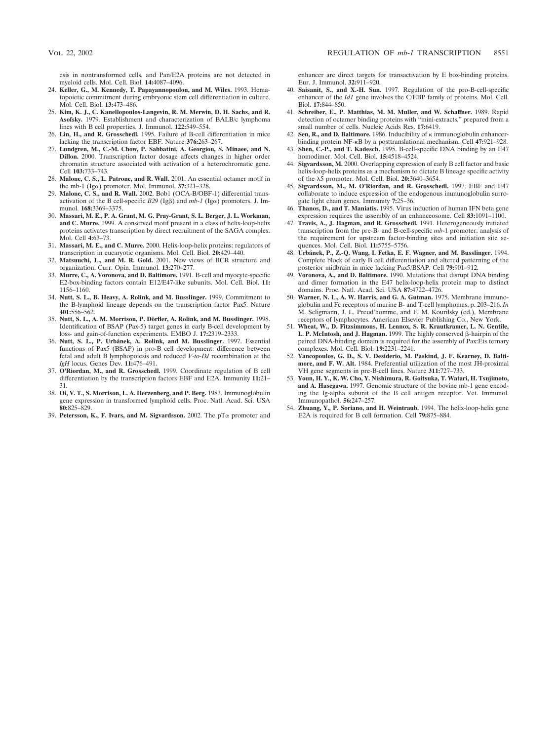esis in nontransformed cells, and Pan/E2A proteins are not detected in myeloid cells. Mol. Cell. Biol. **14:**4087–4096.

24. **Keller, G., M. Kennedy, T. Papayannopoulou, and M. Wiles.** 1993. Hematopoietic commitment during embryonic stem cell differentiation in culture. Mol. Cell. Biol. **13:**473–486.
25. **Kim, K. J., C. Kanellopoulos-Langevin, R. M. Merwin, D. H. Sachs, and R. Asofsky.** 1979. Establishment and characterization of BALB/c lymphoma lines with B cell properties. J. Immunol. **122:**549–554.
26. **Lin, H., and R. Grosschedl.** 1995. Failure of B-cell differentiation in mice lacking the transcription factor EBF. Nature **376:**263–267.
27. **Lundgren, M., C.-M. Chow, P. Sabbatini, A. Georgiou, S. Minaee, and N. Dillon.** 2000. Transcription factor dosage affects changes in higher order chromatin structure associated with activation of a heterochromatic gene. Cell **103:**733–743.
28. **Malone, C. S., L. Patrone, and R. Wall.** 2001. An essential octamer motif in the mb-1 (Igα) promoter. Mol. Immunol. **37:**321–328.
29. **Malone, C. S., and R. Wall.** 2002. Bob1 (OCA-B/OBF-1) differential transactivation of the B cell-specific *B29* (Igβ) and *mb-1* (Igα) promoters. J. Immunol. **168:**3369–3375.
30. **Massari, M. E., P. A. Grant, M. G. Pray-Grant, S. L. Berger, J. L. Workman, and C. Murre.** 1999. A conserved motif present in a class of helix-loop-helix proteins activates transcription by direct recruitment of the SAGA complex. Mol. Cell **4:**63–73.
31. **Massari, M. E., and C. Murre.** 2000. Helix-loop-helix proteins: regulators of transcription in eucaryotic organisms. Mol. Cell. Biol. **20:**429–440.
32. **Matsuuchi, L., and M. R. Gold.** 2001. New views of BCR structure and organization. Curr. Opin. Immunol. **13:**270–277.
33. **Murre, C., A. Voronova, and D. Baltimore.** 1991. B-cell and myocyte-specific E2-box-binding factors contain E12/E47-like subunits. Mol. Cell. Biol. **11:** 1156–1160.
34. **Nutt, S. L., B. Heavy, A. Rolink, and M. Busslinger.** 1999. Commitment to the B-lymphoid lineage depends on the transcription factor Pax5. Nature **401:**556–562.
35. **Nutt, S. L., A. M. Morrison, P. Dörfler, A. Rolink, and M. Busslinger.** 1998. Identification of BSAP (Pax-5) target genes in early B-cell development by loss- and gain-of-function experiments. EMBO J. **17:**2319–2333.
36. **Nutt, S. L., P. Urbánek, A. Rolink, and M. Busslinger.** 1997. Essential functions of Pax5 (BSAP) in pro-B cell development: difference between fetal and adult B lymphopoiesis and reduced *V-to-DJ* recombination at the *IgH* locus. Genes Dev. **11:**476–491.
37. **O'Riordan, M., and R. Grosschedl.** 1999. Coordinate regulation of B cell differentiation by the transcription factors EBF and E2A. Immunity **11:**21–31.
38. **Oi, V. T., S. Morrison, L. A. Herzenberg, and P. Berg.** 1983. Immunoglobulin gene expression in transformed lymphoid cells. Proc. Natl. Acad. Sci. USA **80:**825–829.
39. **Petersson, K., F. Ivars, and M. Sigvardsson.** 2002. The pTα promoter and enhancer are direct targets for transactivation by E box-binding proteins. Eur. J. Immunol. **32:**911–920.
40. **Saisanit, S., and X.-H. Sun.** 1997. Regulation of the pro-B-cell-specific enhancer of the *Id1* gene involves the C/EBP family of proteins. Mol. Cell. Biol. **17:**844–850.
41. **Schreiber, E., P. Matthias, M. M. Muller, and W. Schaffner.** 1989. Rapid detection of octamer binding proteins with "mini-extracts," prepared from a small number of cells. Nucleic Acids Res. **17:**6419.
42. **Sen, R., and D. Baltimore.** 1986. Inducibility of κ immunoglobulin enhancer-binding protein NF-κB by a posttranslational mechanism. Cell **47:**921–928.
43. **Shen, C.-P., and T. Kadesch.** 1995. B-cell-specific DNA binding by an E47 homodimer. Mol. Cell. Biol. **15:**4518–4524.
44. **Sigvardsson, M.** 2000. Overlapping expression of early B cell factor and basic helix-loop-helix proteins as a mechanism to dictate B lineage specific activity of the λ5 promoter. Mol. Cell. Biol. **20:**3640–3654.
45. **Sigvardsson, M., M. O'Riordan, and R. Grosschedl.** 1997. EBF and E47 collaborate to induce expression of the endogenous immunoglobulin surrogate light chain genes. Immunity **7:**25–36.
46. **Thanos, D., and T. Maniatis.** 1995. Virus induction of human IFN beta gene expression requires the assembly of an enhanceosome. Cell **83:**1091–1100.
47. **Travis, A., J. Hagman, and R. Grosschedl.** 1991. Heterogeneously initiated transcription from the pre-B- and B-cell-specific *mb*-1 promoter: analysis of the requirement for upstream factor-binding sites and initiation site sequences. Mol. Cell. Biol. **11:**5755–5756.
48. **Urbánek, P., Z.-Q. Wang, I. Fetka, E. F. Wagner, and M. Busslinger.** 1994. Complete block of early B cell differentiation and altered patterning of the posterior midbrain in mice lacking Pax5/BSAP. Cell **79:**901–912.
49. **Voronova, A., and D. Baltimore.** 1990. Mutations that disrupt DNA binding and dimer formation in the E47 helix-loop-helix protein map to distinct domains. Proc. Natl. Acad. Sci. USA **87:**4722–4726.
50. **Warner, N. L., A. W. Harris, and G. A. Gutman.** 1975. Membrane immunoglobulin and Fc receptors of murine B- and T-cell lymphomas, p. 203–216. *In* M. Seligmann, J. L. Preud'homme, and F. M. Kourilsky (ed.), Membrane receptors of lymphocytes. American Elsevier Publishing Co., New York.
51. **Wheat, W., D. Fitzsimmons, H. Lennox, S. R. Krautkramer, L. N. Gentile, L. P. McIntosh, and J. Hagman.** 1999. The highly conserved β-hairpin of the paired DNA-binding domain is required for the assembly of Pax:Ets ternary complexes. Mol. Cell. Biol. **19:**2231–2241.
52. **Yancopoulos, G. D., S. V. Desiderio, M. Paskind, J. F. Kearney, D. Baltimore, and F. W. Alt.** 1984. Preferential utilization of the most JH-proximal VH gene segments in pre-B-cell lines. Nature **311:**727–733.
53. **Youn, H. Y., K. W. Cho, Y. Nishimura, R. Goitsuka, T. Watari, H. Tsujimoto, and A. Hasegawa.** 1997. Genomic structure of the bovine mb-1 gene encoding the Ig-alpha subunit of the B cell antigen receptor. Vet. Immunol. Immunopathol. **56:**247–257.
54. **Zhuang, Y., P. Soriano, and H. Weintraub.** 1994. The helix-loop-helix gene E2A is required for B cell formation. Cell **79:**875–884.